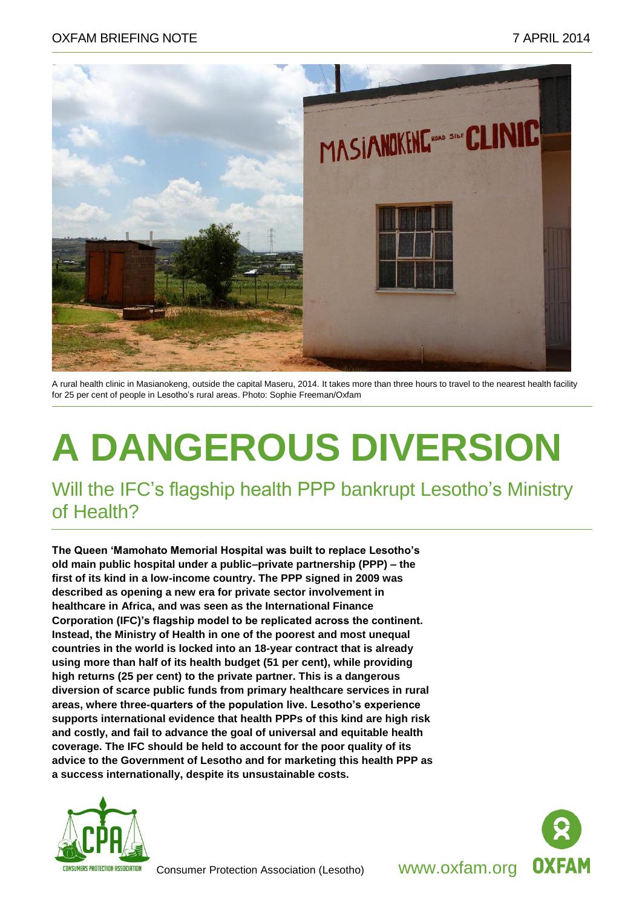OXFAM BRIEFING NOTE 7 APRIL 2014

A rural health clinic in Masianokeng, outside the capital Maseru, 2014. It takes more than three hours to travel to the nearest health facility for 25 per cent of people in Lesotho's rural areas. Photo: Sophie Freeman/Oxfam

# A DANGEROUS DIVERSION

## Will the IFC's flagship health PPP bankrupt Lesotho's Ministry of Health?

**The Queen 'Mamohato Memorial Hospital was built to replace Lesotho's old main public hospital under a public–private partnership (PPP) – the first of its kind in a low-income country. The PPP signed in 2009 was described as opening a new era for private sector involvement in healthcare in Africa, and was seen as the International Finance Corporation (IFC)'s flagship model to be replicated across the continent. Instead, the Ministry of Health in one of the poorest and most unequal countries in the world is locked into an 18-year contract that is already using more than half of its health budget (51 per cent), while providing high returns (25 per cent) to the private partner. This is a dangerous diversion of scarce public funds from primary healthcare services in rural areas, where three-quarters of the population live. Lesotho's experience supports international evidence that health PPPs of this kind are high risk and costly, and fail to advance the goal of universal and equitable health coverage. The IFC should be held to account for the poor quality of its advice to the Government of Lesotho and for marketing this health PPP as a success internationally, despite its unsustainable costs.**

Consumer Protection Association (Lesotho)

www.oxfam.org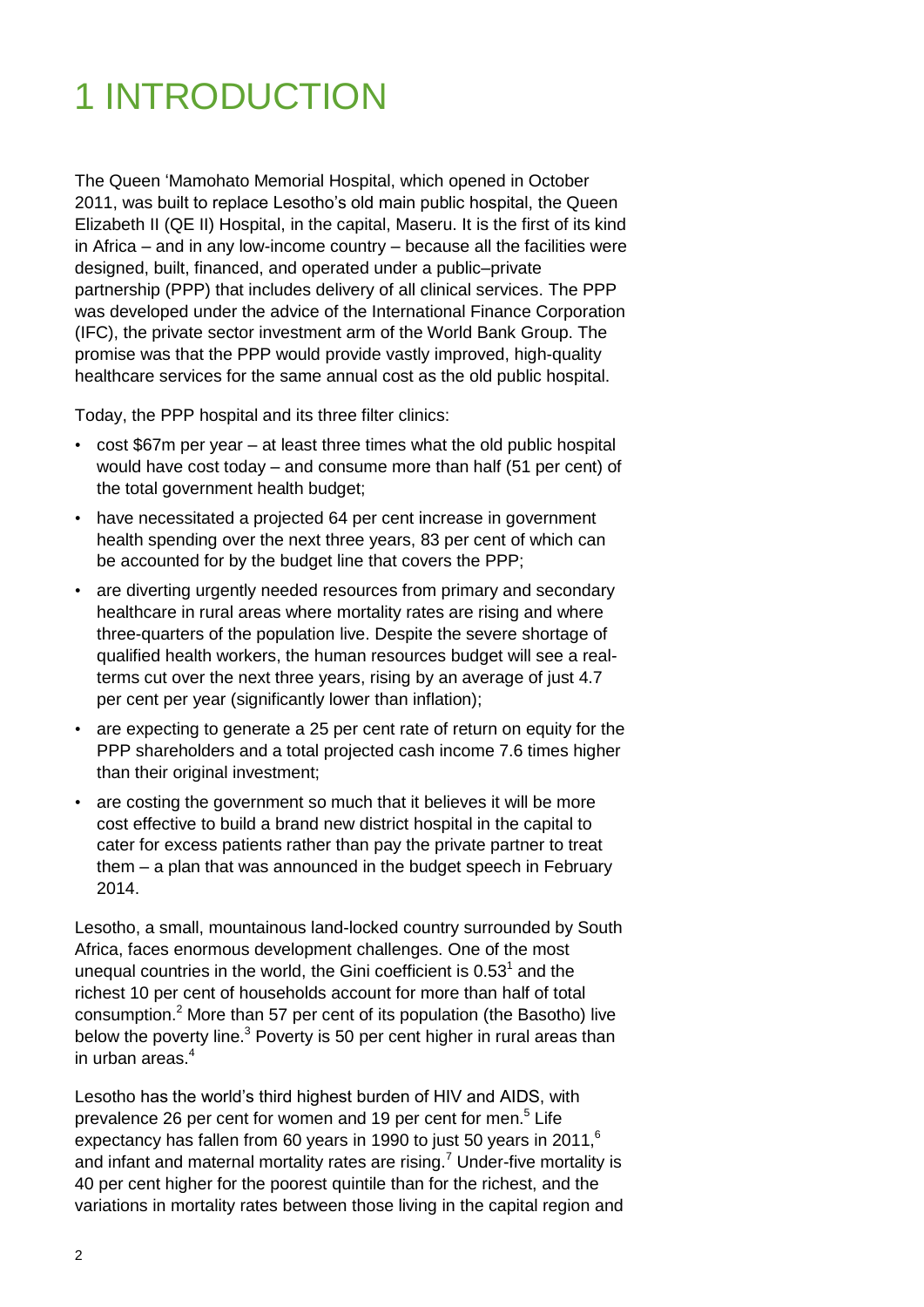# 1 INTRODUCTION

The Queen 'Mamohato Memorial Hospital, which opened in October 2011, was built to replace Lesotho's old main public hospital, the Queen Elizabeth II (QE II) Hospital, in the capital, Maseru. It is the first of its kind in Africa – and in any low-income country – because all the facilities were designed, built, financed, and operated under a public–private partnership (PPP) that includes delivery of all clinical services. The PPP was developed under the advice of the International Finance Corporation (IFC), the private sector investment arm of the World Bank Group. The promise was that the PPP would provide vastly improved, high-quality healthcare services for the same annual cost as the old public hospital.

Today, the PPP hospital and its three filter clinics:

- cost $67m per year – at least three times what the old public hospital would have cost today – and consume more than half (51 per cent) of the total government health budget;
- have necessitated a projected 64 per cent increase in government health spending over the next three years, 83 per cent of which can be accounted for by the budget line that covers the PPP;
- are diverting urgently needed resources from primary and secondary healthcare in rural areas where mortality rates are rising and where three-quarters of the population live. Despite the severe shortage of qualified health workers, the human resources budget will see a real-terms cut over the next three years, rising by an average of just 4.7 per cent per year (significantly lower than inflation);
- are expecting to generate a 25 per cent rate of return on equity for the PPP shareholders and a total projected cash income 7.6 times higher than their original investment;
- are costing the government so much that it believes it will be more cost effective to build a brand new district hospital in the capital to cater for excess patients rather than pay the private partner to treat them – a plan that was announced in the budget speech in February 2014.

Lesotho, a small, mountainous land-locked country surrounded by South Africa, faces enormous development challenges. One of the most unequal countries in the world, the Gini coefficient is 0.53[1] and the richest 10 per cent of households account for more than half of total consumption.[2] More than 57 per cent of its population (the Basotho) live below the poverty line.[3] Poverty is 50 per cent higher in rural areas than in urban areas.[4]

Lesotho has the world's third highest burden of HIV and AIDS, with prevalence 26 per cent for women and 19 per cent for men.[5] Life expectancy has fallen from 60 years in 1990 to just 50 years in 2011,[6] and infant and maternal mortality rates are rising.[7] Under-five mortality is 40 per cent higher for the poorest quintile than for the richest, and the variations in mortality rates between those living in the capital region and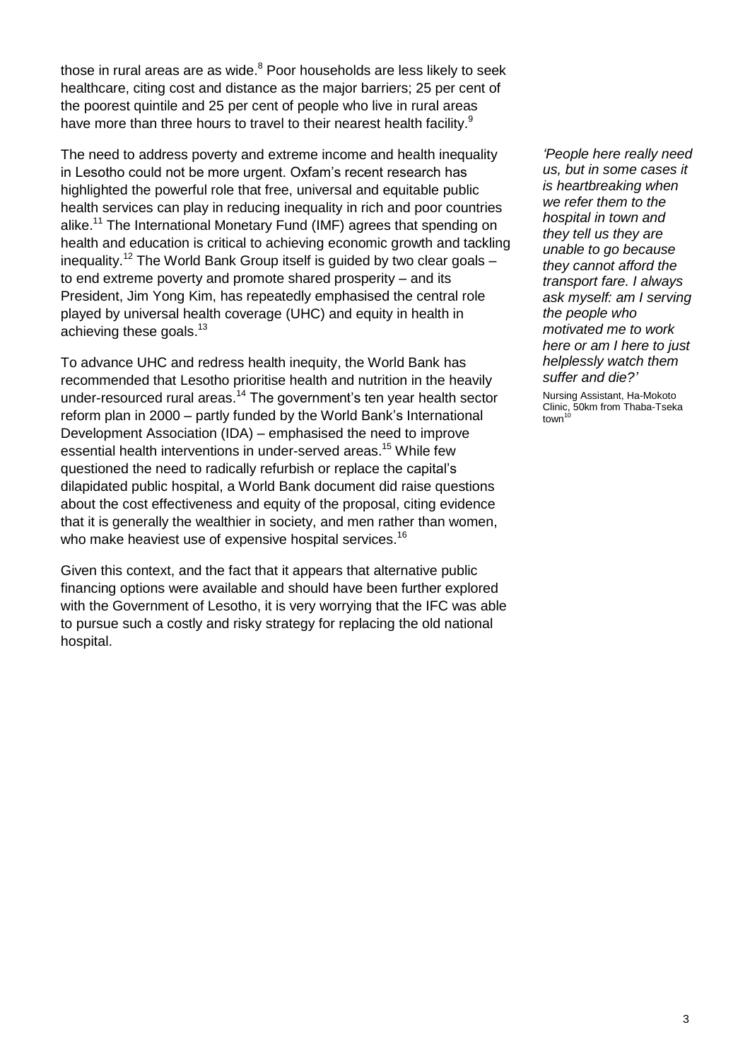those in rural areas are as wide.[8] Poor households are less likely to seek healthcare, citing cost and distance as the major barriers; 25 per cent of the poorest quintile and 25 per cent of people who live in rural areas have more than three hours to travel to their nearest health facility.[9]

The need to address poverty and extreme income and health inequality in Lesotho could not be more urgent. Oxfam's recent research has highlighted the powerful role that free, universal and equitable public health services can play in reducing inequality in rich and poor countries alike.[11] The International Monetary Fund (IMF) agrees that spending on health and education is critical to achieving economic growth and tackling inequality.[12] The World Bank Group itself is guided by two clear goals – to end extreme poverty and promote shared prosperity – and its President, Jim Yong Kim, has repeatedly emphasised the central role played by universal health coverage (UHC) and equity in health in achieving these goals.[13]

*'People here really need us, but in some cases it is heartbreaking when we refer them to the hospital in town and they tell us they are unable to go because they cannot afford the transport fare. I always ask myself: am I serving the people who motivated me to work here or am I here to just helplessly watch them suffer and die?'*

Nursing Assistant, Ha-Mokoto Clinic, 50km from Thaba-Tseka town[10]

To advance UHC and redress health inequity, the World Bank has recommended that Lesotho prioritise health and nutrition in the heavily under-resourced rural areas.[14] The government's ten year health sector reform plan in 2000 – partly funded by the World Bank's International Development Association (IDA) – emphasised the need to improve essential health interventions in under-served areas.[15] While few questioned the need to radically refurbish or replace the capital's dilapidated public hospital, a World Bank document did raise questions about the cost effectiveness and equity of the proposal, citing evidence that it is generally the wealthier in society, and men rather than women, who make heaviest use of expensive hospital services.[16]

Given this context, and the fact that it appears that alternative public financing options were available and should have been further explored with the Government of Lesotho, it is very worrying that the IFC was able to pursue such a costly and risky strategy for replacing the old national hospital.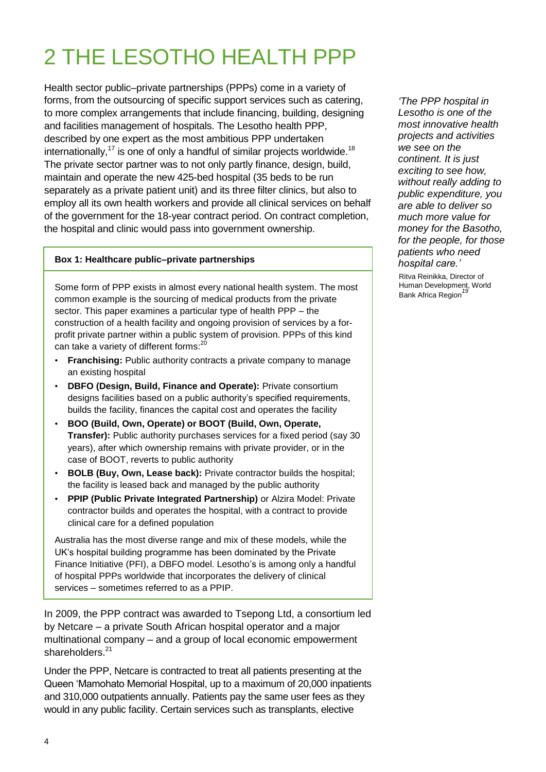# 2 THE LESOTHO HEALTH PPP

Health sector public–private partnerships (PPPs) come in a variety of forms, from the outsourcing of specific support services such as catering, to more complex arrangements that include financing, building, designing and facilities management of hospitals. The Lesotho health PPP, described by one expert as the most ambitious PPP undertaken internationally,[17] is one of only a handful of similar projects worldwide.[18] The private sector partner was to not only partly finance, design, build, maintain and operate the new 425-bed hospital (35 beds to be run separately as a private patient unit) and its three filter clinics, but also to employ all its own health workers and provide all clinical services on behalf of the government for the 18-year contract period. On contract completion, the hospital and clinic would pass into government ownership.

> *'The PPP hospital in Lesotho is one of the most innovative health projects and activities we see on the continent. It is just exciting to see how, without really adding to public expenditure, you are able to deliver so much more value for money for the Basotho, for the people, for those patients who need hospital care.'*
>
> Ritva Reinikka, Director of Human Development, World Bank Africa Region[19]

**Box 1: Healthcare public–private partnerships**

Some form of PPP exists in almost every national health system. The most common example is the sourcing of medical products from the private sector. This paper examines a particular type of health PPP – the construction of a health facility and ongoing provision of services by a for-profit private partner within a public system of provision. PPPs of this kind can take a variety of different forms:[20]

- **Franchising:** Public authority contracts a private company to manage an existing hospital
- **DBFO (Design, Build, Finance and Operate):** Private consortium designs facilities based on a public authority's specified requirements, builds the facility, finances the capital cost and operates the facility
- **BOO (Build, Own, Operate) or BOOT (Build, Own, Operate, Transfer):** Public authority purchases services for a fixed period (say 30 years), after which ownership remains with private provider, or in the case of BOOT, reverts to public authority
- **BOLB (Buy, Own, Lease back):** Private contractor builds the hospital; the facility is leased back and managed by the public authority
- **PPIP (Public Private Integrated Partnership)** or Alzira Model: Private contractor builds and operates the hospital, with a contract to provide clinical care for a defined population

Australia has the most diverse range and mix of these models, while the UK's hospital building programme has been dominated by the Private Finance Initiative (PFI), a DBFO model. Lesotho's is among only a handful of hospital PPPs worldwide that incorporates the delivery of clinical services – sometimes referred to as a PPIP.

In 2009, the PPP contract was awarded to Tsepong Ltd, a consortium led by Netcare – a private South African hospital operator and a major multinational company – and a group of local economic empowerment shareholders.[21]

Under the PPP, Netcare is contracted to treat all patients presenting at the Queen 'Mamohato Memorial Hospital, up to a maximum of 20,000 inpatients and 310,000 outpatients annually. Patients pay the same user fees as they would in any public facility. Certain services such as transplants, elective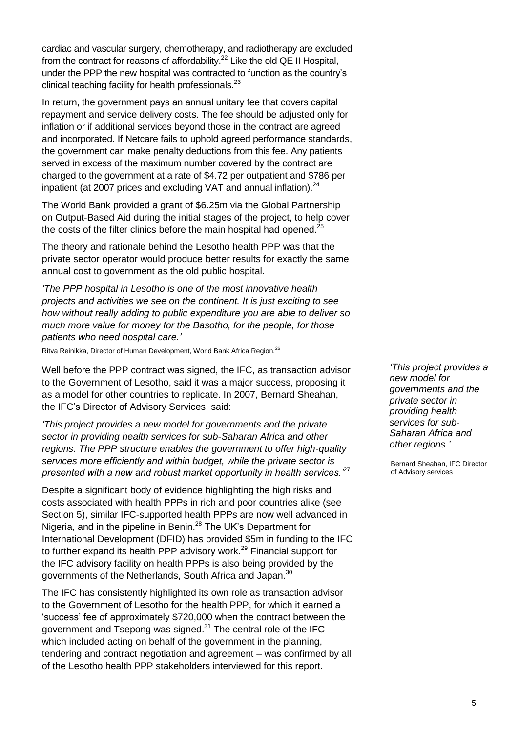cardiac and vascular surgery, chemotherapy, and radiotherapy are excluded from the contract for reasons of affordability.[22] Like the old QE II Hospital, under the PPP the new hospital was contracted to function as the country's clinical teaching facility for health professionals.[23]

In return, the government pays an annual unitary fee that covers capital repayment and service delivery costs. The fee should be adjusted only for inflation or if additional services beyond those in the contract are agreed and incorporated. If Netcare fails to uphold agreed performance standards, the government can make penalty deductions from this fee. Any patients served in excess of the maximum number covered by the contract are charged to the government at a rate of $4.72 per outpatient and $786 per inpatient (at 2007 prices and excluding VAT and annual inflation).[24]

The World Bank provided a grant of $6.25m via the Global Partnership on Output-Based Aid during the initial stages of the project, to help cover the costs of the filter clinics before the main hospital had opened.[25]

The theory and rationale behind the Lesotho health PPP was that the private sector operator would produce better results for exactly the same annual cost to government as the old public hospital.

*'The PPP hospital in Lesotho is one of the most innovative health projects and activities we see on the continent. It is just exciting to see how without really adding to public expenditure you are able to deliver so much more value for money for the Basotho, for the people, for those patients who need hospital care.'*

Ritva Reinikka, Director of Human Development, World Bank Africa Region.[26]

Well before the PPP contract was signed, the IFC, as transaction advisor to the Government of Lesotho, said it was a major success, proposing it as a model for other countries to replicate. In 2007, Bernard Sheahan, the IFC's Director of Advisory Services, said:

*'This project provides a new model for governments and the private sector in providing health services for sub-Saharan Africa and other regions. The PPP structure enables the government to offer high-quality services more efficiently and within budget, while the private sector is presented with a new and robust market opportunity in health services.'*[27]

Despite a significant body of evidence highlighting the high risks and costs associated with health PPPs in rich and poor countries alike (see Section 5), similar IFC-supported health PPPs are now well advanced in Nigeria, and in the pipeline in Benin.[28] The UK's Department for International Development (DFID) has provided $5m in funding to the IFC to further expand its health PPP advisory work.[29] Financial support for the IFC advisory facility on health PPPs is also being provided by the governments of the Netherlands, South Africa and Japan.[30]

The IFC has consistently highlighted its own role as transaction advisor to the Government of Lesotho for the health PPP, for which it earned a 'success' fee of approximately $720,000 when the contract between the government and Tsepong was signed.[31] The central role of the IFC – which included acting on behalf of the government in the planning, tendering and contract negotiation and agreement – was confirmed by all of the Lesotho health PPP stakeholders interviewed for this report.

*'This project provides a new model for governments and the private sector in providing health services for sub-Saharan Africa and other regions.'*

Bernard Sheahan, IFC Director of Advisory services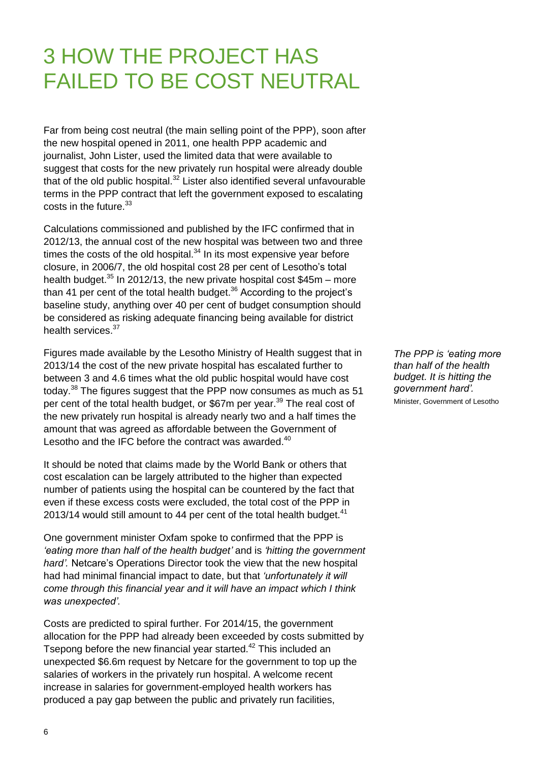# 3 HOW THE PROJECT HAS FAILED TO BE COST NEUTRAL

Far from being cost neutral (the main selling point of the PPP), soon after the new hospital opened in 2011, one health PPP academic and journalist, John Lister, used the limited data that were available to suggest that costs for the new privately run hospital were already double that of the old public hospital.[32] Lister also identified several unfavourable terms in the PPP contract that left the government exposed to escalating costs in the future.[33]

Calculations commissioned and published by the IFC confirmed that in 2012/13, the annual cost of the new hospital was between two and three times the costs of the old hospital.[34] In its most expensive year before closure, in 2006/7, the old hospital cost 28 per cent of Lesotho's total health budget.[35] In 2012/13, the new private hospital cost $45m – more than 41 per cent of the total health budget.[36] According to the project's baseline study, anything over 40 per cent of budget consumption should be considered as risking adequate financing being available for district health services.[37]

Figures made available by the Lesotho Ministry of Health suggest that in 2013/14 the cost of the new private hospital has escalated further to between 3 and 4.6 times what the old public hospital would have cost today.[38] The figures suggest that the PPP now consumes as much as 51 per cent of the total health budget, or $67m per year.[39] The real cost of the new privately run hospital is already nearly two and a half times the amount that was agreed as affordable between the Government of Lesotho and the IFC before the contract was awarded.[40]

*The PPP is 'eating more than half of the health budget. It is hitting the government hard'.*
Minister, Government of Lesotho

It should be noted that claims made by the World Bank or others that cost escalation can be largely attributed to the higher than expected number of patients using the hospital can be countered by the fact that even if these excess costs were excluded, the total cost of the PPP in 2013/14 would still amount to 44 per cent of the total health budget.[41]

One government minister Oxfam spoke to confirmed that the PPP is *'eating more than half of the health budget'* and is *'hitting the government hard'.* Netcare's Operations Director took the view that the new hospital had had minimal financial impact to date, but that *'unfortunately it will come through this financial year and it will have an impact which I think was unexpected'.*

Costs are predicted to spiral further. For 2014/15, the government allocation for the PPP had already been exceeded by costs submitted by Tsepong before the new financial year started.[42] This included an unexpected $6.6m request by Netcare for the government to top up the salaries of workers in the privately run hospital. A welcome recent increase in salaries for government-employed health workers has produced a pay gap between the public and privately run facilities,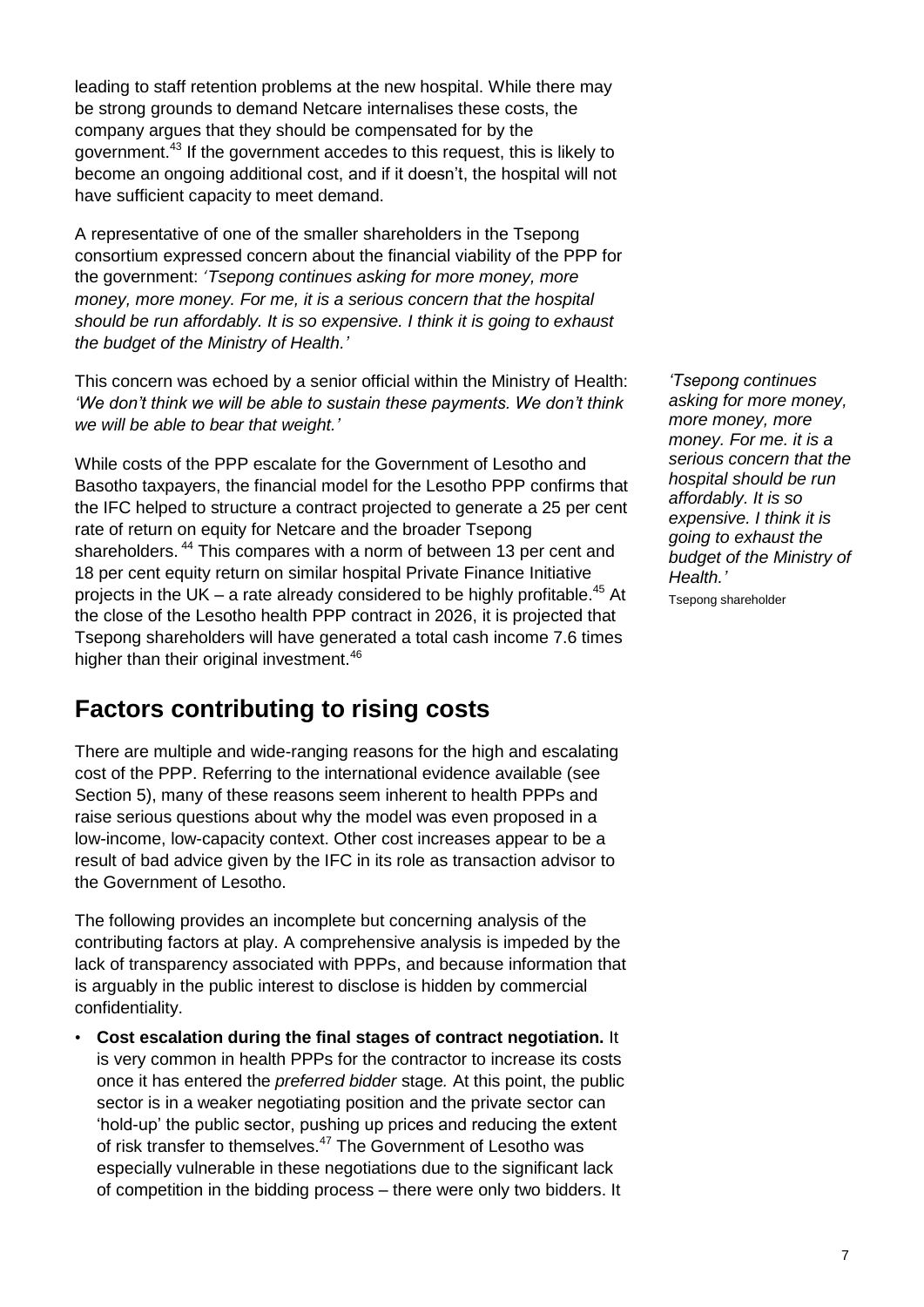leading to staff retention problems at the new hospital. While there may be strong grounds to demand Netcare internalises these costs, the company argues that they should be compensated for by the government.[43] If the government accedes to this request, this is likely to become an ongoing additional cost, and if it doesn't, the hospital will not have sufficient capacity to meet demand.

A representative of one of the smaller shareholders in the Tsepong consortium expressed concern about the financial viability of the PPP for the government: *'Tsepong continues asking for more money, more money, more money. For me, it is a serious concern that the hospital should be run affordably. It is so expensive. I think it is going to exhaust the budget of the Ministry of Health.'*

This concern was echoed by a senior official within the Ministry of Health: *'We don't think we will be able to sustain these payments. We don't think we will be able to bear that weight.'*

While costs of the PPP escalate for the Government of Lesotho and Basotho taxpayers, the financial model for the Lesotho PPP confirms that the IFC helped to structure a contract projected to generate a 25 per cent rate of return on equity for Netcare and the broader Tsepong shareholders.[44] This compares with a norm of between 13 per cent and 18 per cent equity return on similar hospital Private Finance Initiative projects in the UK – a rate already considered to be highly profitable.[45] At the close of the Lesotho health PPP contract in 2026, it is projected that Tsepong shareholders will have generated a total cash income 7.6 times higher than their original investment.[46]

> *'Tsepong continues asking for more money, more money, more money. For me. it is a serious concern that the hospital should be run affordably. It is so expensive. I think it is going to exhaust the budget of the Ministry of Health.'*
>
> Tsepong shareholder

## Factors contributing to rising costs

There are multiple and wide-ranging reasons for the high and escalating cost of the PPP. Referring to the international evidence available (see Section 5), many of these reasons seem inherent to health PPPs and raise serious questions about why the model was even proposed in a low-income, low-capacity context. Other cost increases appear to be a result of bad advice given by the IFC in its role as transaction advisor to the Government of Lesotho.

The following provides an incomplete but concerning analysis of the contributing factors at play. A comprehensive analysis is impeded by the lack of transparency associated with PPPs, and because information that is arguably in the public interest to disclose is hidden by commercial confidentiality.

- **Cost escalation during the final stages of contract negotiation.** It is very common in health PPPs for the contractor to increase its costs once it has entered the *preferred bidder* stage*.* At this point, the public sector is in a weaker negotiating position and the private sector can 'hold-up' the public sector, pushing up prices and reducing the extent of risk transfer to themselves.[47] The Government of Lesotho was especially vulnerable in these negotiations due to the significant lack of competition in the bidding process – there were only two bidders. It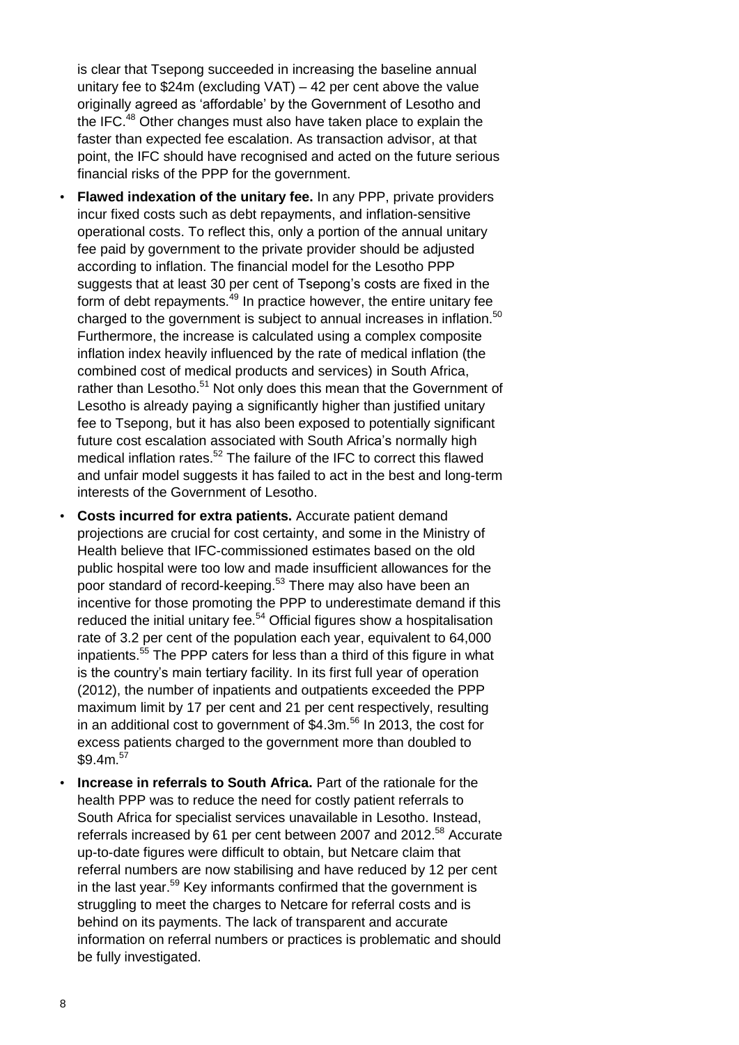is clear that Tsepong succeeded in increasing the baseline annual unitary fee to $24m (excluding VAT) – 42 per cent above the value originally agreed as 'affordable' by the Government of Lesotho and the IFC.[48] Other changes must also have taken place to explain the faster than expected fee escalation. As transaction advisor, at that point, the IFC should have recognised and acted on the future serious financial risks of the PPP for the government.

- **Flawed indexation of the unitary fee.** In any PPP, private providers incur fixed costs such as debt repayments, and inflation-sensitive operational costs. To reflect this, only a portion of the annual unitary fee paid by government to the private provider should be adjusted according to inflation. The financial model for the Lesotho PPP suggests that at least 30 per cent of Tsepong's costs are fixed in the form of debt repayments.[49] In practice however, the entire unitary fee charged to the government is subject to annual increases in inflation.[50] Furthermore, the increase is calculated using a complex composite inflation index heavily influenced by the rate of medical inflation (the combined cost of medical products and services) in South Africa, rather than Lesotho.[51] Not only does this mean that the Government of Lesotho is already paying a significantly higher than justified unitary fee to Tsepong, but it has also been exposed to potentially significant future cost escalation associated with South Africa's normally high medical inflation rates.[52] The failure of the IFC to correct this flawed and unfair model suggests it has failed to act in the best and long-term interests of the Government of Lesotho.
- **Costs incurred for extra patients.** Accurate patient demand projections are crucial for cost certainty, and some in the Ministry of Health believe that IFC-commissioned estimates based on the old public hospital were too low and made insufficient allowances for the poor standard of record-keeping.[53] There may also have been an incentive for those promoting the PPP to underestimate demand if this reduced the initial unitary fee.[54] Official figures show a hospitalisation rate of 3.2 per cent of the population each year, equivalent to 64,000 inpatients.[55] The PPP caters for less than a third of this figure in what is the country's main tertiary facility. In its first full year of operation (2012), the number of inpatients and outpatients exceeded the PPP maximum limit by 17 per cent and 21 per cent respectively, resulting in an additional cost to government of $4.3m.[56] In 2013, the cost for excess patients charged to the government more than doubled to $9.4m.[57]
- **Increase in referrals to South Africa.** Part of the rationale for the health PPP was to reduce the need for costly patient referrals to South Africa for specialist services unavailable in Lesotho. Instead, referrals increased by 61 per cent between 2007 and 2012.[58] Accurate up-to-date figures were difficult to obtain, but Netcare claim that referral numbers are now stabilising and have reduced by 12 per cent in the last year.[59] Key informants confirmed that the government is struggling to meet the charges to Netcare for referral costs and is behind on its payments. The lack of transparent and accurate information on referral numbers or practices is problematic and should be fully investigated.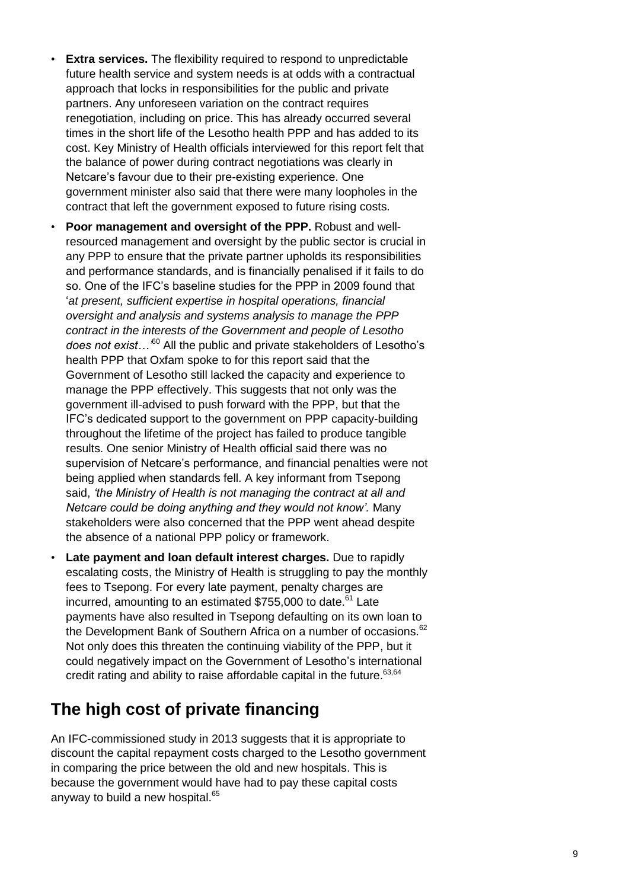- **Extra services.** The flexibility required to respond to unpredictable future health service and system needs is at odds with a contractual approach that locks in responsibilities for the public and private partners. Any unforeseen variation on the contract requires renegotiation, including on price. This has already occurred several times in the short life of the Lesotho health PPP and has added to its cost. Key Ministry of Health officials interviewed for this report felt that the balance of power during contract negotiations was clearly in Netcare's favour due to their pre-existing experience. One government minister also said that there were many loopholes in the contract that left the government exposed to future rising costs.
- **Poor management and oversight of the PPP.** Robust and well-resourced management and oversight by the public sector is crucial in any PPP to ensure that the private partner upholds its responsibilities and performance standards, and is financially penalised if it fails to do so. One of the IFC's baseline studies for the PPP in 2009 found that '*at present, sufficient expertise in hospital operations, financial oversight and analysis and systems analysis to manage the PPP contract in the interests of the Government and people of Lesotho does not exist…*'[60] All the public and private stakeholders of Lesotho's health PPP that Oxfam spoke to for this report said that the Government of Lesotho still lacked the capacity and experience to manage the PPP effectively. This suggests that not only was the government ill-advised to push forward with the PPP, but that the IFC's dedicated support to the government on PPP capacity-building throughout the lifetime of the project has failed to produce tangible results. One senior Ministry of Health official said there was no supervision of Netcare's performance, and financial penalties were not being applied when standards fell. A key informant from Tsepong said, *'the Ministry of Health is not managing the contract at all and Netcare could be doing anything and they would not know'.* Many stakeholders were also concerned that the PPP went ahead despite the absence of a national PPP policy or framework.
- **Late payment and loan default interest charges.** Due to rapidly escalating costs, the Ministry of Health is struggling to pay the monthly fees to Tsepong. For every late payment, penalty charges are incurred, amounting to an estimated $755,000 to date.[61] Late payments have also resulted in Tsepong defaulting on its own loan to the Development Bank of Southern Africa on a number of occasions.[62] Not only does this threaten the continuing viability of the PPP, but it could negatively impact on the Government of Lesotho's international credit rating and ability to raise affordable capital in the future.[63,64]

## The high cost of private financing

An IFC-commissioned study in 2013 suggests that it is appropriate to discount the capital repayment costs charged to the Lesotho government in comparing the price between the old and new hospitals. This is because the government would have had to pay these capital costs anyway to build a new hospital.[65]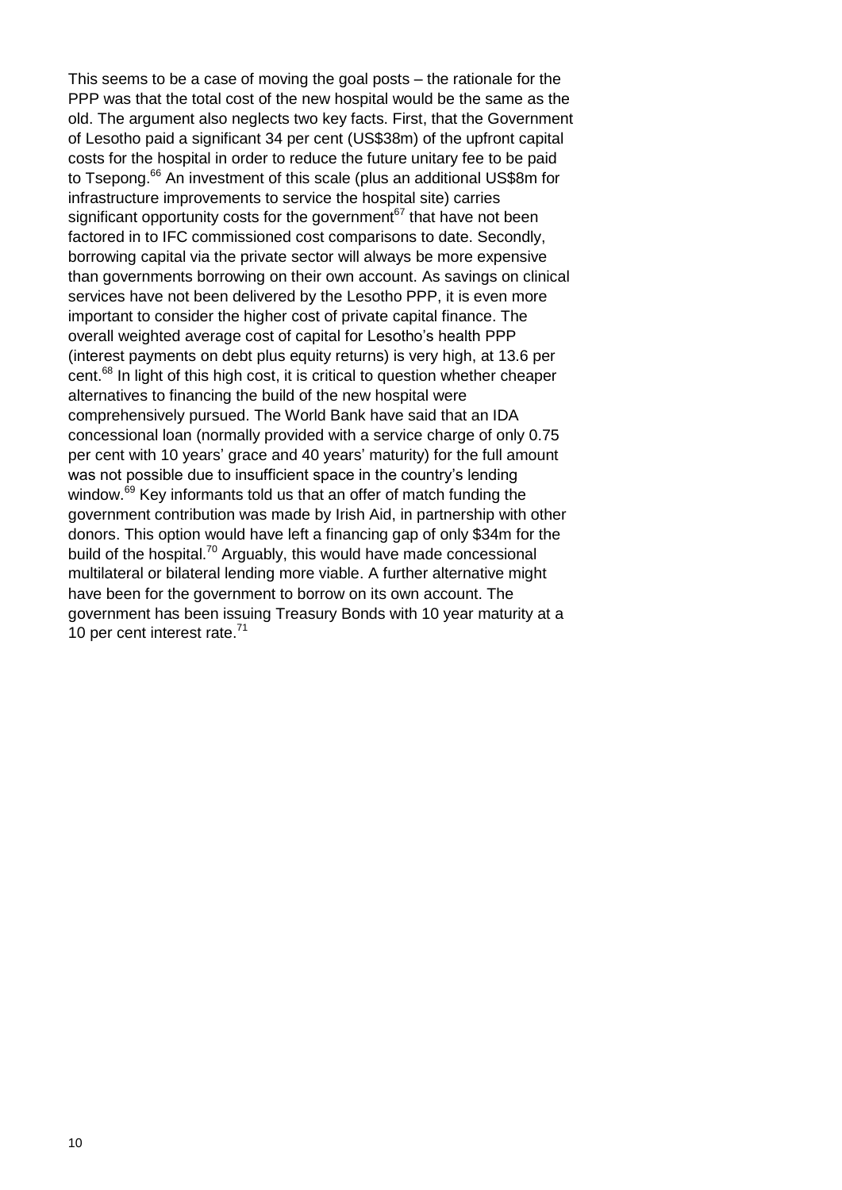This seems to be a case of moving the goal posts – the rationale for the PPP was that the total cost of the new hospital would be the same as the old. The argument also neglects two key facts. First, that the Government of Lesotho paid a significant 34 per cent (US$38m) of the upfront capital costs for the hospital in order to reduce the future unitary fee to be paid to Tsepong.[66] An investment of this scale (plus an additional US$8m for infrastructure improvements to service the hospital site) carries significant opportunity costs for the government[67] that have not been factored in to IFC commissioned cost comparisons to date. Secondly, borrowing capital via the private sector will always be more expensive than governments borrowing on their own account. As savings on clinical services have not been delivered by the Lesotho PPP, it is even more important to consider the higher cost of private capital finance. The overall weighted average cost of capital for Lesotho's health PPP (interest payments on debt plus equity returns) is very high, at 13.6 per cent.[68] In light of this high cost, it is critical to question whether cheaper alternatives to financing the build of the new hospital were comprehensively pursued. The World Bank have said that an IDA concessional loan (normally provided with a service charge of only 0.75 per cent with 10 years' grace and 40 years' maturity) for the full amount was not possible due to insufficient space in the country's lending window.[69] Key informants told us that an offer of match funding the government contribution was made by Irish Aid, in partnership with other donors. This option would have left a financing gap of only $34m for the build of the hospital.[70] Arguably, this would have made concessional multilateral or bilateral lending more viable. A further alternative might have been for the government to borrow on its own account. The government has been issuing Treasury Bonds with 10 year maturity at a 10 per cent interest rate.[71]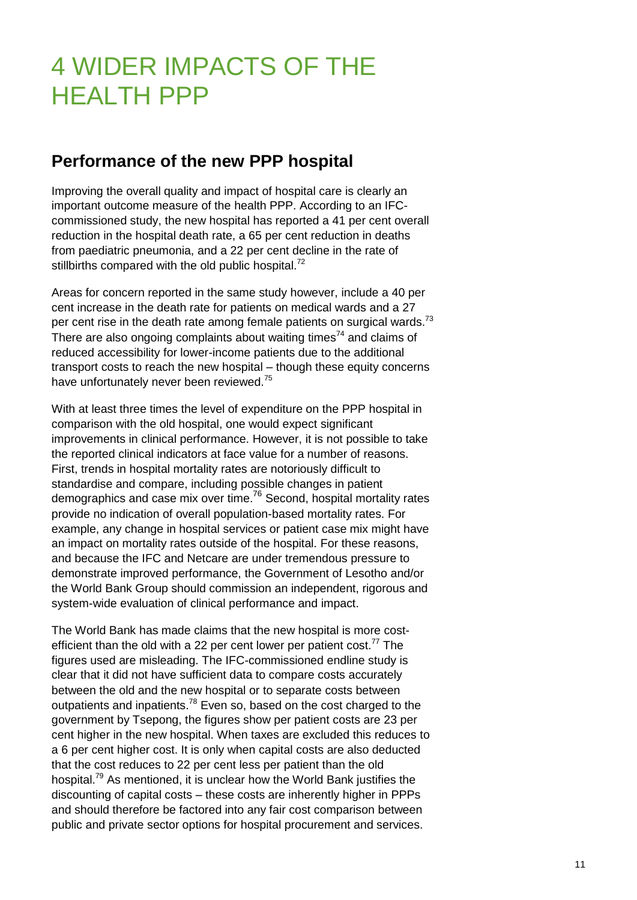# 4 WIDER IMPACTS OF THE HEALTH PPP

## Performance of the new PPP hospital

Improving the overall quality and impact of hospital care is clearly an important outcome measure of the health PPP. According to an IFC-commissioned study, the new hospital has reported a 41 per cent overall reduction in the hospital death rate, a 65 per cent reduction in deaths from paediatric pneumonia, and a 22 per cent decline in the rate of stillbirths compared with the old public hospital.[72]

Areas for concern reported in the same study however, include a 40 per cent increase in the death rate for patients on medical wards and a 27 per cent rise in the death rate among female patients on surgical wards.[73] There are also ongoing complaints about waiting times[74] and claims of reduced accessibility for lower-income patients due to the additional transport costs to reach the new hospital – though these equity concerns have unfortunately never been reviewed.[75]

With at least three times the level of expenditure on the PPP hospital in comparison with the old hospital, one would expect significant improvements in clinical performance. However, it is not possible to take the reported clinical indicators at face value for a number of reasons. First, trends in hospital mortality rates are notoriously difficult to standardise and compare, including possible changes in patient demographics and case mix over time.[76] Second, hospital mortality rates provide no indication of overall population-based mortality rates. For example, any change in hospital services or patient case mix might have an impact on mortality rates outside of the hospital. For these reasons, and because the IFC and Netcare are under tremendous pressure to demonstrate improved performance, the Government of Lesotho and/or the World Bank Group should commission an independent, rigorous and system-wide evaluation of clinical performance and impact.

The World Bank has made claims that the new hospital is more cost-efficient than the old with a 22 per cent lower per patient cost.[77] The figures used are misleading. The IFC-commissioned endline study is clear that it did not have sufficient data to compare costs accurately between the old and the new hospital or to separate costs between outpatients and inpatients.[78] Even so, based on the cost charged to the government by Tsepong, the figures show per patient costs are 23 per cent higher in the new hospital. When taxes are excluded this reduces to a 6 per cent higher cost. It is only when capital costs are also deducted that the cost reduces to 22 per cent less per patient than the old hospital.[79] As mentioned, it is unclear how the World Bank justifies the discounting of capital costs – these costs are inherently higher in PPPs and should therefore be factored into any fair cost comparison between public and private sector options for hospital procurement and services.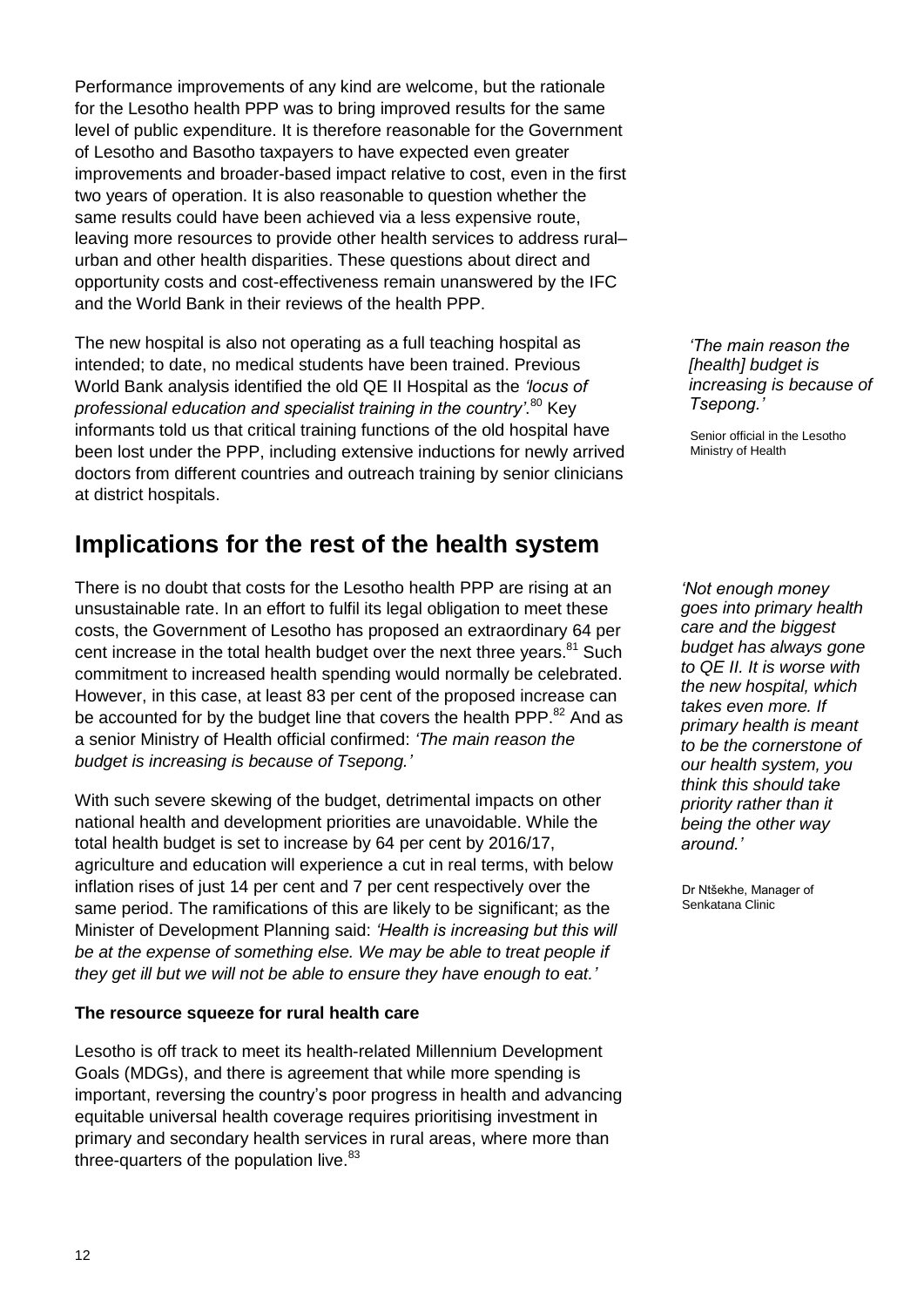Performance improvements of any kind are welcome, but the rationale for the Lesotho health PPP was to bring improved results for the same level of public expenditure. It is therefore reasonable for the Government of Lesotho and Basotho taxpayers to have expected even greater improvements and broader-based impact relative to cost, even in the first two years of operation. It is also reasonable to question whether the same results could have been achieved via a less expensive route, leaving more resources to provide other health services to address rural–urban and other health disparities. These questions about direct and opportunity costs and cost-effectiveness remain unanswered by the IFC and the World Bank in their reviews of the health PPP.

The new hospital is also not operating as a full teaching hospital as intended; to date, no medical students have been trained. Previous World Bank analysis identified the old QE II Hospital as the *'locus of professional education and specialist training in the country'*.[80] Key informants told us that critical training functions of the old hospital have been lost under the PPP, including extensive inductions for newly arrived doctors from different countries and outreach training by senior clinicians at district hospitals.

> *'The main reason the [health] budget is increasing is because of Tsepong.'*
>
> Senior official in the Lesotho Ministry of Health

## Implications for the rest of the health system

There is no doubt that costs for the Lesotho health PPP are rising at an unsustainable rate. In an effort to fulfil its legal obligation to meet these costs, the Government of Lesotho has proposed an extraordinary 64 per cent increase in the total health budget over the next three years.[81] Such commitment to increased health spending would normally be celebrated. However, in this case, at least 83 per cent of the proposed increase can be accounted for by the budget line that covers the health PPP.[82] And as a senior Ministry of Health official confirmed: *'The main reason the budget is increasing is because of Tsepong.'*

> *'Not enough money goes into primary health care and the biggest budget has always gone to QE II. It is worse with the new hospital, which takes even more. If primary health is meant to be the cornerstone of our health system, you think this should take priority rather than it being the other way around.'*
>
> Dr Ntšekhe, Manager of Senkatana Clinic

With such severe skewing of the budget, detrimental impacts on other national health and development priorities are unavoidable. While the total health budget is set to increase by 64 per cent by 2016/17, agriculture and education will experience a cut in real terms, with below inflation rises of just 14 per cent and 7 per cent respectively over the same period. The ramifications of this are likely to be significant; as the Minister of Development Planning said: *'Health is increasing but this will be at the expense of something else. We may be able to treat people if they get ill but we will not be able to ensure they have enough to eat.'*

### The resource squeeze for rural health care

Lesotho is off track to meet its health-related Millennium Development Goals (MDGs), and there is agreement that while more spending is important, reversing the country's poor progress in health and advancing equitable universal health coverage requires prioritising investment in primary and secondary health services in rural areas, where more than three-quarters of the population live.[83]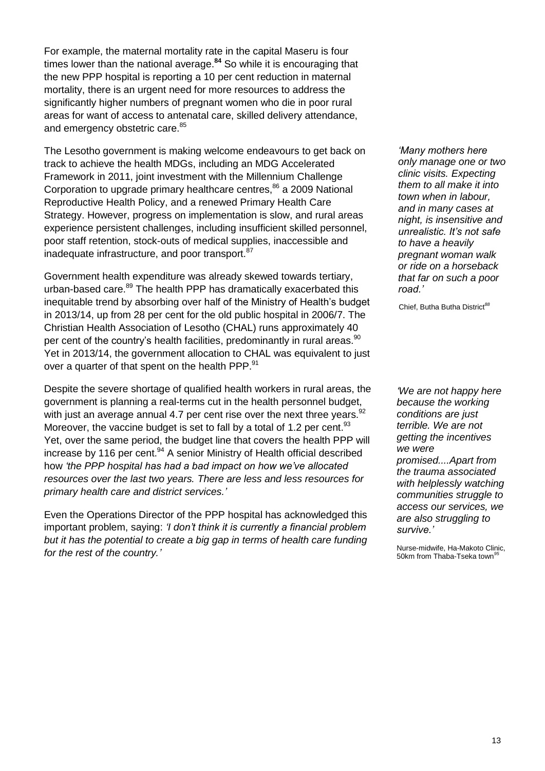For example, the maternal mortality rate in the capital Maseru is four times lower than the national average.[84] So while it is encouraging that the new PPP hospital is reporting a 10 per cent reduction in maternal mortality, there is an urgent need for more resources to address the significantly higher numbers of pregnant women who die in poor rural areas for want of access to antenatal care, skilled delivery attendance, and emergency obstetric care.[85]

The Lesotho government is making welcome endeavours to get back on track to achieve the health MDGs, including an MDG Accelerated Framework in 2011, joint investment with the Millennium Challenge Corporation to upgrade primary healthcare centres,[86] a 2009 National Reproductive Health Policy, and a renewed Primary Health Care Strategy. However, progress on implementation is slow, and rural areas experience persistent challenges, including insufficient skilled personnel, poor staff retention, stock-outs of medical supplies, inaccessible and inadequate infrastructure, and poor transport.[87]

*'Many mothers here only manage one or two clinic visits. Expecting them to all make it into town when in labour, and in many cases at night, is insensitive and unrealistic. It's not safe to have a heavily pregnant woman walk or ride on a horseback that far on such a poor road.'*

Chief, Butha Butha District[88]

Government health expenditure was already skewed towards tertiary, urban-based care.[89] The health PPP has dramatically exacerbated this inequitable trend by absorbing over half of the Ministry of Health's budget in 2013/14, up from 28 per cent for the old public hospital in 2006/7. The Christian Health Association of Lesotho (CHAL) runs approximately 40 per cent of the country's health facilities, predominantly in rural areas.[90] Yet in 2013/14, the government allocation to CHAL was equivalent to just over a quarter of that spent on the health PPP.[91]

Despite the severe shortage of qualified health workers in rural areas, the government is planning a real-terms cut in the health personnel budget, with just an average annual 4.7 per cent rise over the next three years.[92] Moreover, the vaccine budget is set to fall by a total of 1.2 per cent.[93] Yet, over the same period, the budget line that covers the health PPP will increase by 116 per cent.[94] A senior Ministry of Health official described how *'the PPP hospital has had a bad impact on how we've allocated resources over the last two years. There are less and less resources for primary health care and district services.'*

*'We are not happy here because the working conditions are just terrible. We are not getting the incentives we were promised....Apart from the trauma associated with helplessly watching communities struggle to access our services, we are also struggling to survive.'*

Nurse-midwife, Ha-Makoto Clinic, 50km from Thaba-Tseka town[95]

Even the Operations Director of the PPP hospital has acknowledged this important problem, saying: *'I don't think it is currently a financial problem but it has the potential to create a big gap in terms of health care funding for the rest of the country.'*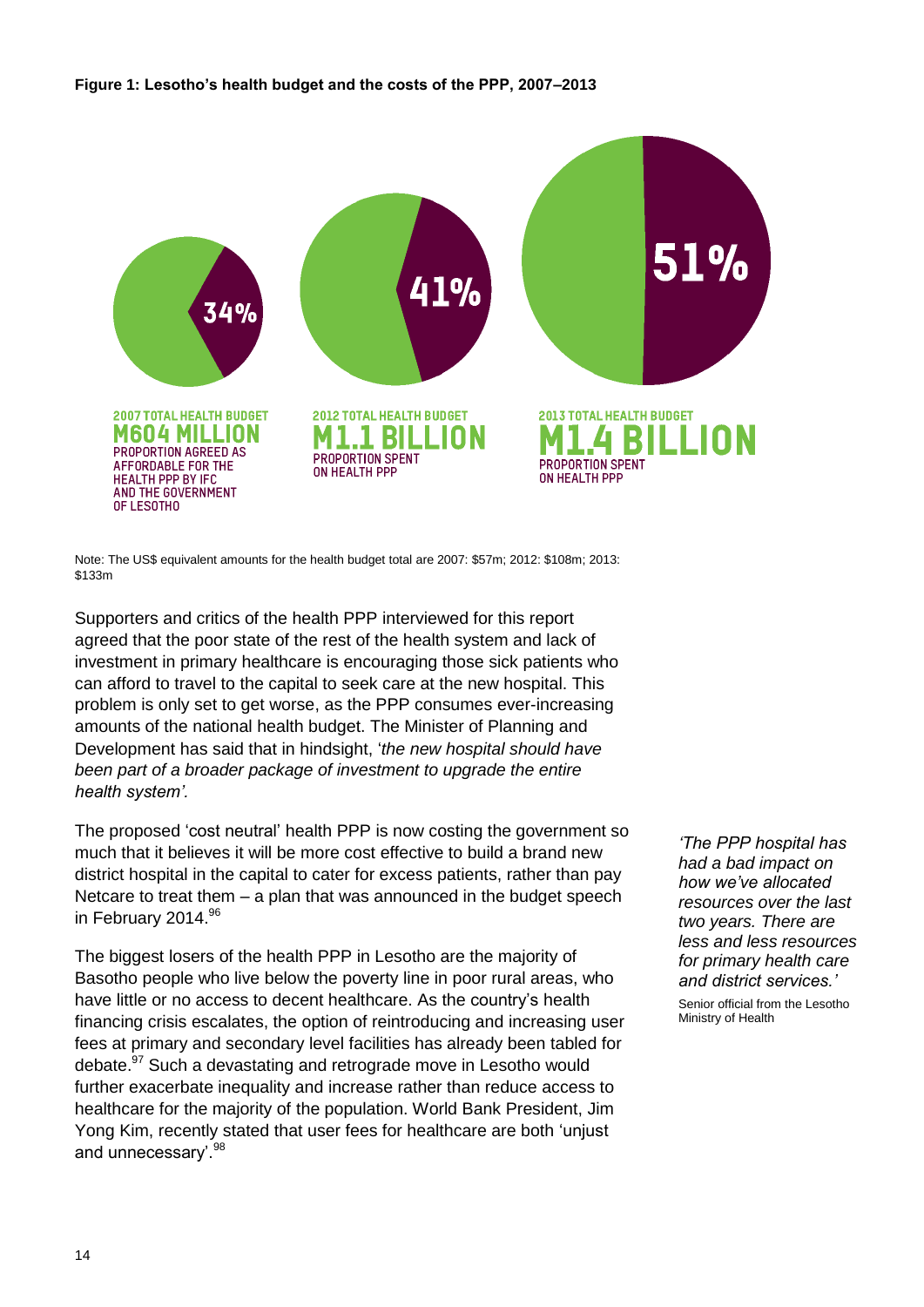**Figure 1: Lesotho's health budget and the costs of the PPP, 2007–2013**

34%

**2007 TOTAL HEALTH BUDGET**
**M604 MILLION**
PROPORTION AGREED AS AFFORDABLE FOR THE HEALTH PPP BY IFC AND THE GOVERNMENT OF LESOTHO

41%

**2012 TOTAL HEALTH BUDGET**
**M1.1 BILLION**
PROPORTION SPENT ON HEALTH PPP

51%

**2013 TOTAL HEALTH BUDGET**
**M1.4 BILLION**
PROPORTION SPENT ON HEALTH PPP

Note: The US$ equivalent amounts for the health budget total are 2007: $57m; 2012: $108m; 2013: $133m

Supporters and critics of the health PPP interviewed for this report agreed that the poor state of the rest of the health system and lack of investment in primary healthcare is encouraging those sick patients who can afford to travel to the capital to seek care at the new hospital. This problem is only set to get worse, as the PPP consumes ever-increasing amounts of the national health budget. The Minister of Planning and Development has said that in hindsight, '*the new hospital should have been part of a broader package of investment to upgrade the entire health system'.*

The proposed 'cost neutral' health PPP is now costing the government so much that it believes it will be more cost effective to build a brand new district hospital in the capital to cater for excess patients, rather than pay Netcare to treat them – a plan that was announced in the budget speech in February 2014.[96]

The biggest losers of the health PPP in Lesotho are the majority of Basotho people who live below the poverty line in poor rural areas, who have little or no access to decent healthcare. As the country's health financing crisis escalates, the option of reintroducing and increasing user fees at primary and secondary level facilities has already been tabled for debate.[97] Such a devastating and retrograde move in Lesotho would further exacerbate inequality and increase rather than reduce access to healthcare for the majority of the population. World Bank President, Jim Yong Kim, recently stated that user fees for healthcare are both 'unjust and unnecessary'.[98]

*'The PPP hospital has had a bad impact on how we've allocated resources over the last two years. There are less and less resources for primary health care and district services.'*

Senior official from the Lesotho Ministry of Health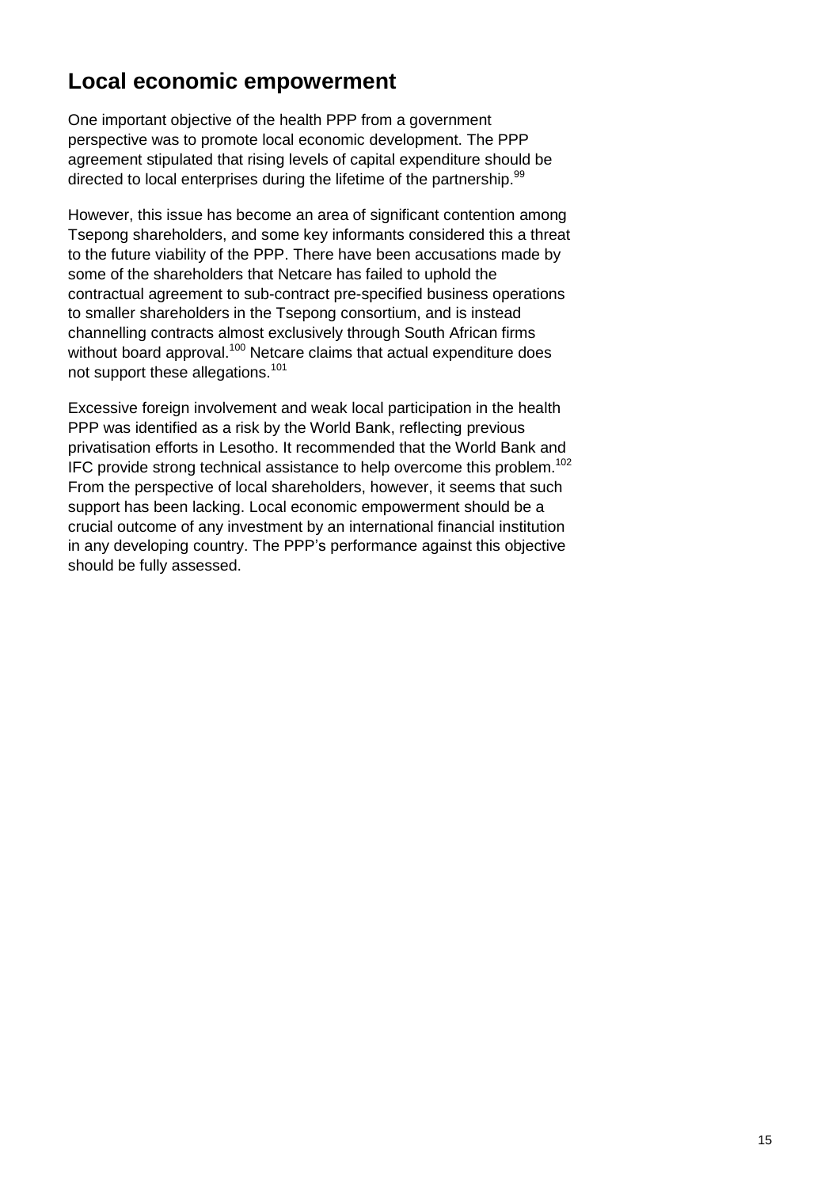## Local economic empowerment

One important objective of the health PPP from a government perspective was to promote local economic development. The PPP agreement stipulated that rising levels of capital expenditure should be directed to local enterprises during the lifetime of the partnership.[99]

However, this issue has become an area of significant contention among Tsepong shareholders, and some key informants considered this a threat to the future viability of the PPP. There have been accusations made by some of the shareholders that Netcare has failed to uphold the contractual agreement to sub-contract pre-specified business operations to smaller shareholders in the Tsepong consortium, and is instead channelling contracts almost exclusively through South African firms without board approval.[100] Netcare claims that actual expenditure does not support these allegations.[101]

Excessive foreign involvement and weak local participation in the health PPP was identified as a risk by the World Bank, reflecting previous privatisation efforts in Lesotho. It recommended that the World Bank and IFC provide strong technical assistance to help overcome this problem.[102] From the perspective of local shareholders, however, it seems that such support has been lacking. Local economic empowerment should be a crucial outcome of any investment by an international financial institution in any developing country. The PPP's performance against this objective should be fully assessed.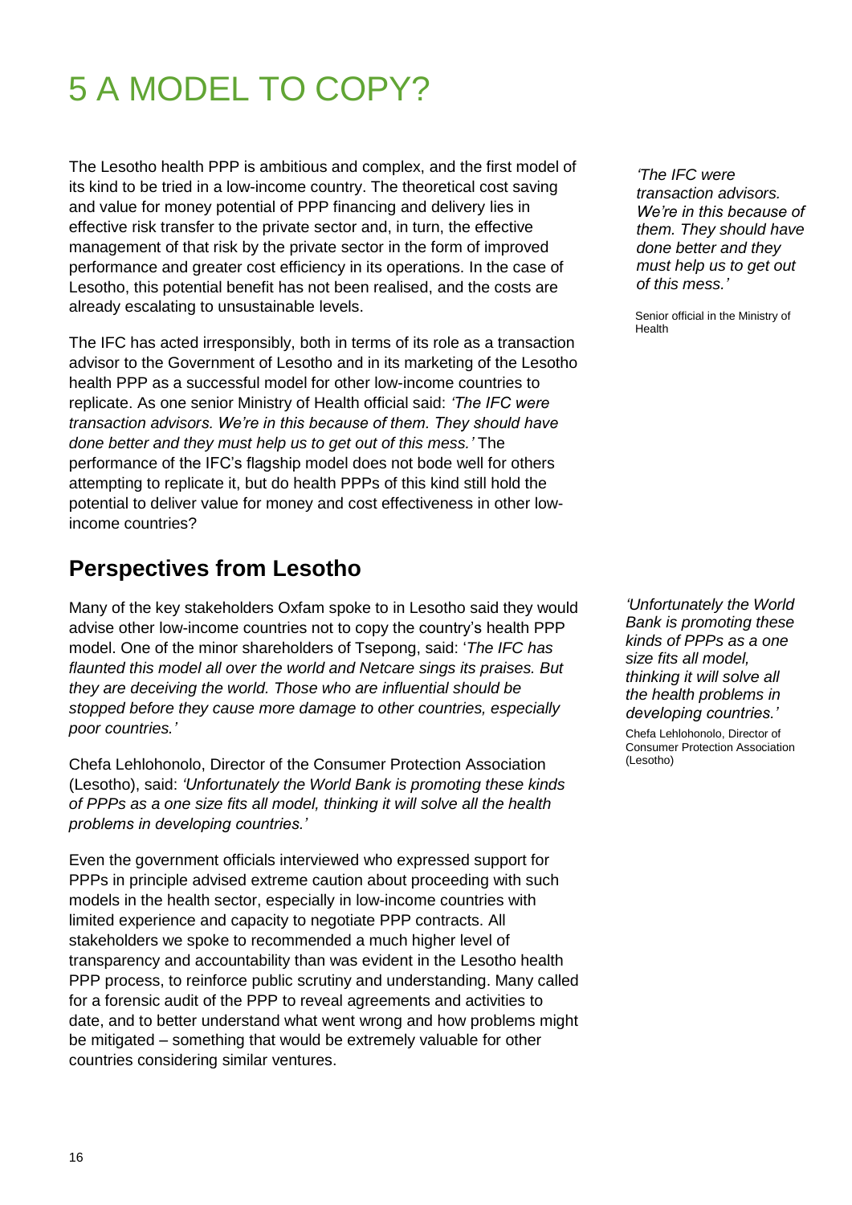# 5 A MODEL TO COPY?

The Lesotho health PPP is ambitious and complex, and the first model of its kind to be tried in a low-income country. The theoretical cost saving and value for money potential of PPP financing and delivery lies in effective risk transfer to the private sector and, in turn, the effective management of that risk by the private sector in the form of improved performance and greater cost efficiency in its operations. In the case of Lesotho, this potential benefit has not been realised, and the costs are already escalating to unsustainable levels.

*'The IFC were transaction advisors. We're in this because of them. They should have done better and they must help us to get out of this mess.'*

Senior official in the Ministry of Health

The IFC has acted irresponsibly, both in terms of its role as a transaction advisor to the Government of Lesotho and in its marketing of the Lesotho health PPP as a successful model for other low-income countries to replicate. As one senior Ministry of Health official said: *'The IFC were transaction advisors. We're in this because of them. They should have done better and they must help us to get out of this mess.'* The performance of the IFC's flagship model does not bode well for others attempting to replicate it, but do health PPPs of this kind still hold the potential to deliver value for money and cost effectiveness in other low-income countries?

## Perspectives from Lesotho

Many of the key stakeholders Oxfam spoke to in Lesotho said they would advise other low-income countries not to copy the country's health PPP model. One of the minor shareholders of Tsepong, said: '*The IFC has flaunted this model all over the world and Netcare sings its praises. But they are deceiving the world. Those who are influential should be stopped before they cause more damage to other countries, especially poor countries.'*

*'Unfortunately the World Bank is promoting these kinds of PPPs as a one size fits all model, thinking it will solve all the health problems in developing countries.'*

Chefa Lehlohonolo, Director of Consumer Protection Association (Lesotho)

Chefa Lehlohonolo, Director of the Consumer Protection Association (Lesotho), said: *'Unfortunately the World Bank is promoting these kinds of PPPs as a one size fits all model, thinking it will solve all the health problems in developing countries.'*

Even the government officials interviewed who expressed support for PPPs in principle advised extreme caution about proceeding with such models in the health sector, especially in low-income countries with limited experience and capacity to negotiate PPP contracts. All stakeholders we spoke to recommended a much higher level of transparency and accountability than was evident in the Lesotho health PPP process, to reinforce public scrutiny and understanding. Many called for a forensic audit of the PPP to reveal agreements and activities to date, and to better understand what went wrong and how problems might be mitigated – something that would be extremely valuable for other countries considering similar ventures.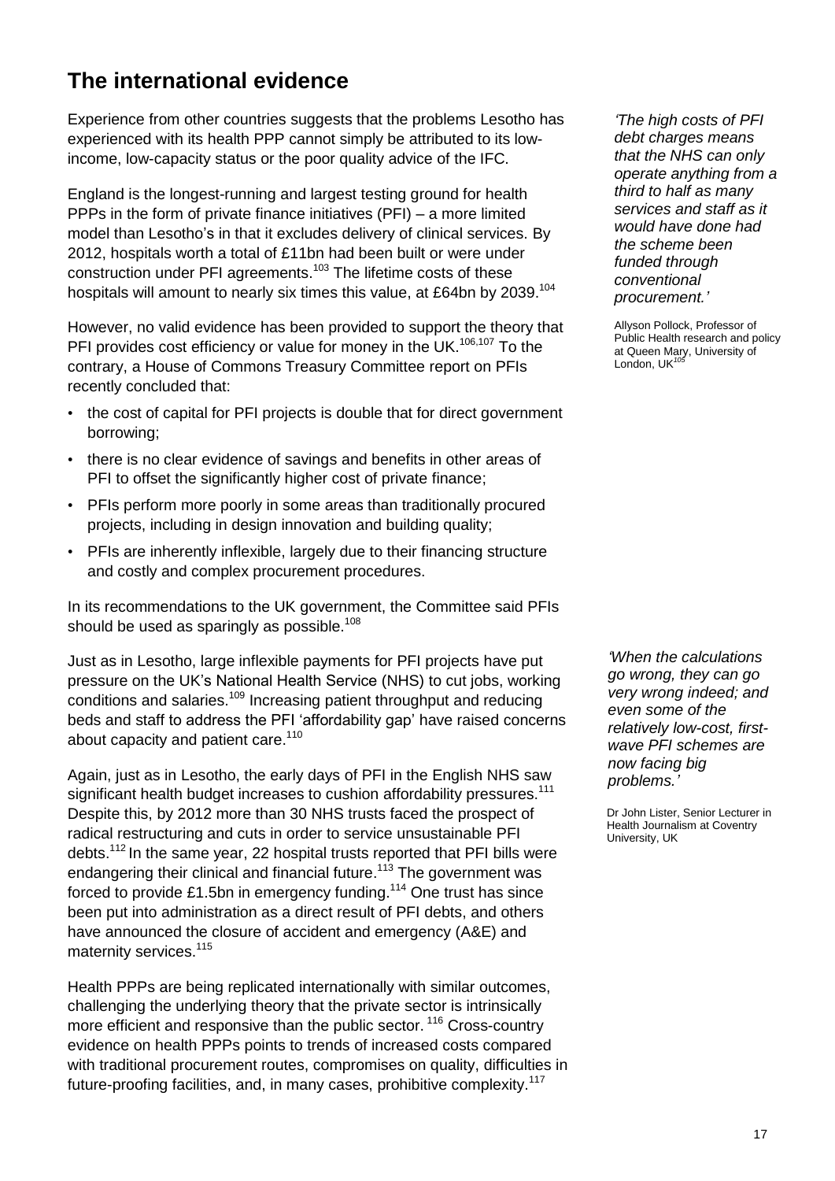## The international evidence

Experience from other countries suggests that the problems Lesotho has experienced with its health PPP cannot simply be attributed to its low-income, low-capacity status or the poor quality advice of the IFC.

England is the longest-running and largest testing ground for health PPPs in the form of private finance initiatives (PFI) – a more limited model than Lesotho's in that it excludes delivery of clinical services. By 2012, hospitals worth a total of £11bn had been built or were under construction under PFI agreements.[103] The lifetime costs of these hospitals will amount to nearly six times this value, at £64bn by 2039.[104]

*'The high costs of PFI debt charges means that the NHS can only operate anything from a third to half as many services and staff as it would have done had the scheme been funded through conventional procurement.'*

Allyson Pollock, Professor of Public Health research and policy at Queen Mary, University of London, UK[105]

However, no valid evidence has been provided to support the theory that PFI provides cost efficiency or value for money in the UK.[106,107] To the contrary, a House of Commons Treasury Committee report on PFIs recently concluded that:

- the cost of capital for PFI projects is double that for direct government borrowing;
- there is no clear evidence of savings and benefits in other areas of PFI to offset the significantly higher cost of private finance;
- PFIs perform more poorly in some areas than traditionally procured projects, including in design innovation and building quality;
- PFIs are inherently inflexible, largely due to their financing structure and costly and complex procurement procedures.

In its recommendations to the UK government, the Committee said PFIs should be used as sparingly as possible.[108]

Just as in Lesotho, large inflexible payments for PFI projects have put pressure on the UK's National Health Service (NHS) to cut jobs, working conditions and salaries.[109] Increasing patient throughput and reducing beds and staff to address the PFI 'affordability gap' have raised concerns about capacity and patient care.[110]

*'When the calculations go wrong, they can go very wrong indeed; and even some of the relatively low-cost, first-wave PFI schemes are now facing big problems.'*

Dr John Lister, Senior Lecturer in Health Journalism at Coventry University, UK

Again, just as in Lesotho, the early days of PFI in the English NHS saw significant health budget increases to cushion affordability pressures.[111] Despite this, by 2012 more than 30 NHS trusts faced the prospect of radical restructuring and cuts in order to service unsustainable PFI debts.[112] In the same year, 22 hospital trusts reported that PFI bills were endangering their clinical and financial future.[113] The government was forced to provide £1.5bn in emergency funding.[114] One trust has since been put into administration as a direct result of PFI debts, and others have announced the closure of accident and emergency (A&E) and maternity services.[115]

Health PPPs are being replicated internationally with similar outcomes, challenging the underlying theory that the private sector is intrinsically more efficient and responsive than the public sector.[116] Cross-country evidence on health PPPs points to trends of increased costs compared with traditional procurement routes, compromises on quality, difficulties in future-proofing facilities, and, in many cases, prohibitive complexity.[117]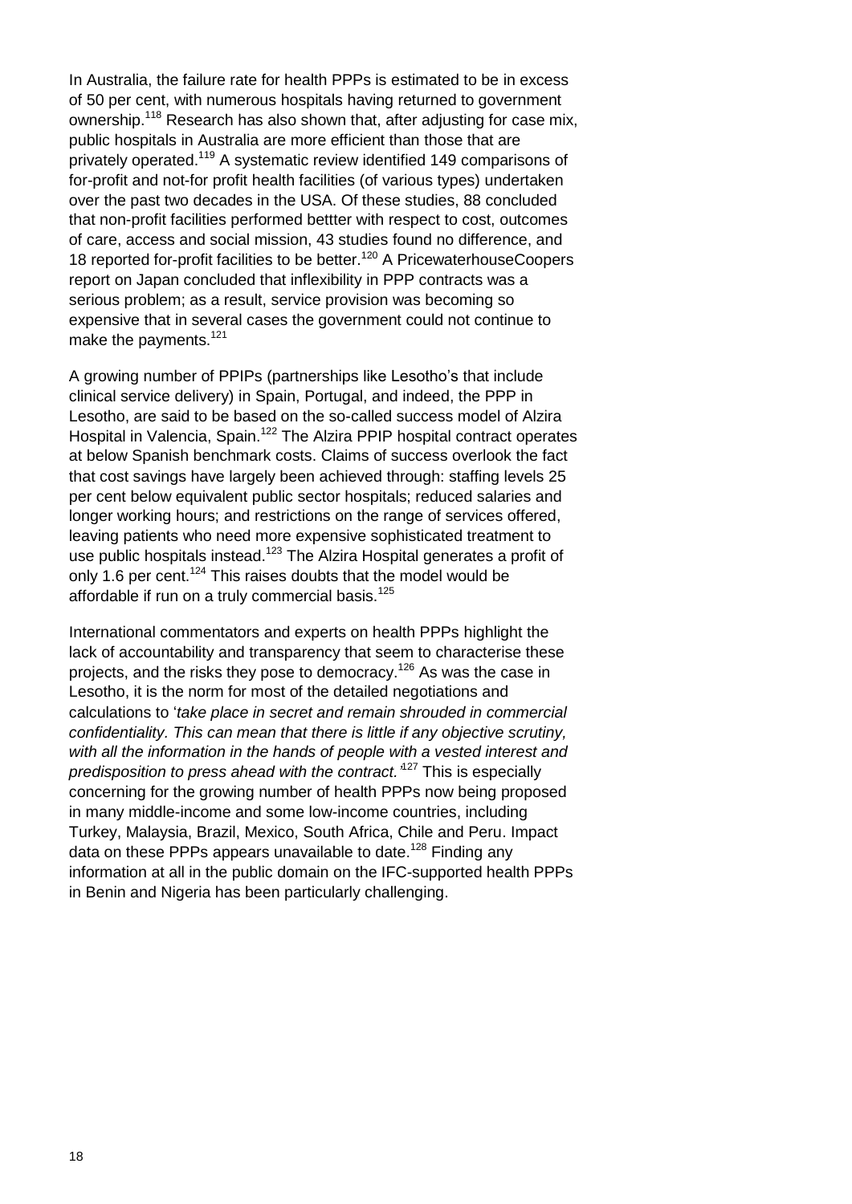In Australia, the failure rate for health PPPs is estimated to be in excess of 50 per cent, with numerous hospitals having returned to government ownership.[118] Research has also shown that, after adjusting for case mix, public hospitals in Australia are more efficient than those that are privately operated.[119] A systematic review identified 149 comparisons of for-profit and not-for profit health facilities (of various types) undertaken over the past two decades in the USA. Of these studies, 88 concluded that non-profit facilities performed bettter with respect to cost, outcomes of care, access and social mission, 43 studies found no difference, and 18 reported for-profit facilities to be better.[120] A PricewaterhouseCoopers report on Japan concluded that inflexibility in PPP contracts was a serious problem; as a result, service provision was becoming so expensive that in several cases the government could not continue to make the payments.[121]

A growing number of PPIPs (partnerships like Lesotho's that include clinical service delivery) in Spain, Portugal, and indeed, the PPP in Lesotho, are said to be based on the so-called success model of Alzira Hospital in Valencia, Spain.[122] The Alzira PPIP hospital contract operates at below Spanish benchmark costs. Claims of success overlook the fact that cost savings have largely been achieved through: staffing levels 25 per cent below equivalent public sector hospitals; reduced salaries and longer working hours; and restrictions on the range of services offered, leaving patients who need more expensive sophisticated treatment to use public hospitals instead.[123] The Alzira Hospital generates a profit of only 1.6 per cent.[124] This raises doubts that the model would be affordable if run on a truly commercial basis.[125]

International commentators and experts on health PPPs highlight the lack of accountability and transparency that seem to characterise these projects, and the risks they pose to democracy.[126] As was the case in Lesotho, it is the norm for most of the detailed negotiations and calculations to '*take place in secret and remain shrouded in commercial confidentiality. This can mean that there is little if any objective scrutiny, with all the information in the hands of people with a vested interest and predisposition to press ahead with the contract.*'[127] This is especially concerning for the growing number of health PPPs now being proposed in many middle-income and some low-income countries, including Turkey, Malaysia, Brazil, Mexico, South Africa, Chile and Peru. Impact data on these PPPs appears unavailable to date.[128] Finding any information at all in the public domain on the IFC-supported health PPPs in Benin and Nigeria has been particularly challenging.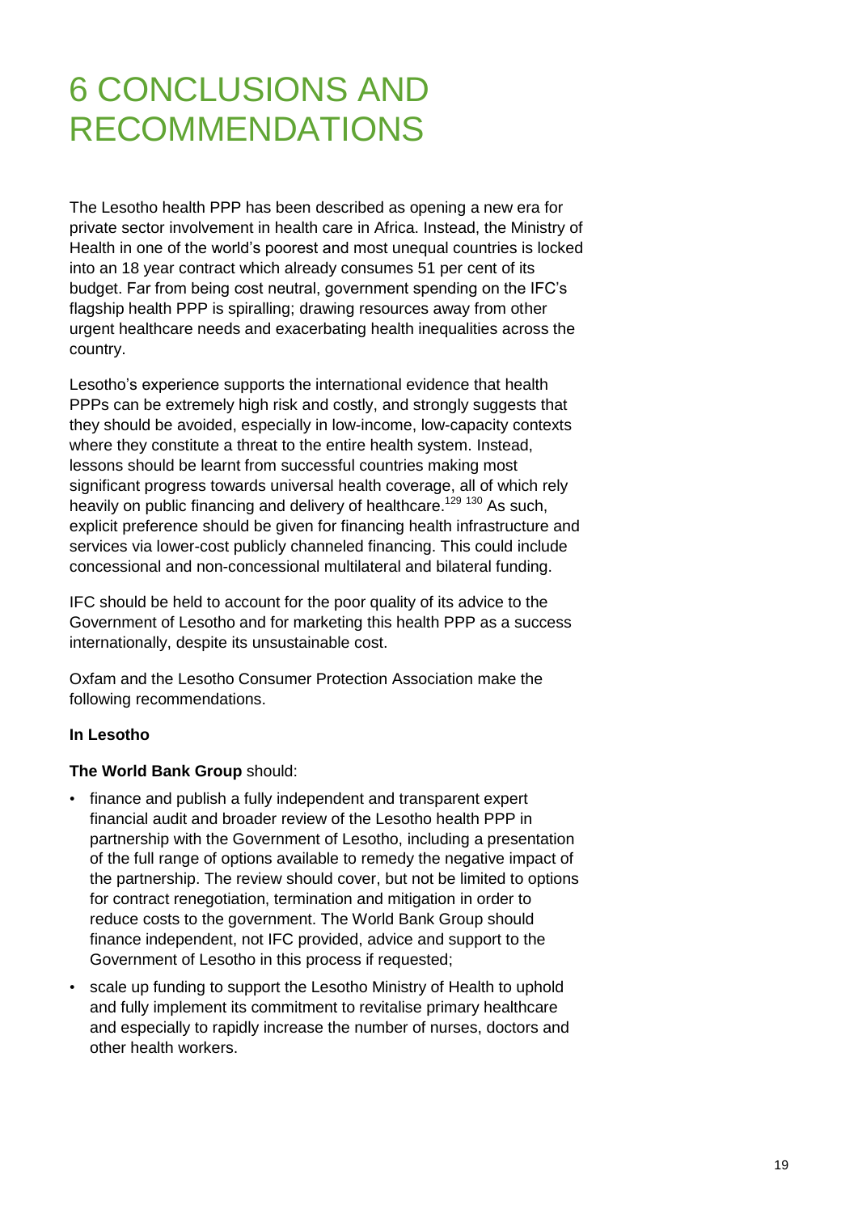# 6 CONCLUSIONS AND RECOMMENDATIONS

The Lesotho health PPP has been described as opening a new era for private sector involvement in health care in Africa. Instead, the Ministry of Health in one of the world's poorest and most unequal countries is locked into an 18 year contract which already consumes 51 per cent of its budget. Far from being cost neutral, government spending on the IFC's flagship health PPP is spiralling; drawing resources away from other urgent healthcare needs and exacerbating health inequalities across the country.

Lesotho's experience supports the international evidence that health PPPs can be extremely high risk and costly, and strongly suggests that they should be avoided, especially in low-income, low-capacity contexts where they constitute a threat to the entire health system. Instead, lessons should be learnt from successful countries making most significant progress towards universal health coverage, all of which rely heavily on public financing and delivery of healthcare.[129] [130] As such, explicit preference should be given for financing health infrastructure and services via lower-cost publicly channeled financing. This could include concessional and non-concessional multilateral and bilateral funding.

IFC should be held to account for the poor quality of its advice to the Government of Lesotho and for marketing this health PPP as a success internationally, despite its unsustainable cost.

Oxfam and the Lesotho Consumer Protection Association make the following recommendations.

**In Lesotho**

**The World Bank Group** should:

- finance and publish a fully independent and transparent expert financial audit and broader review of the Lesotho health PPP in partnership with the Government of Lesotho, including a presentation of the full range of options available to remedy the negative impact of the partnership. The review should cover, but not be limited to options for contract renegotiation, termination and mitigation in order to reduce costs to the government. The World Bank Group should finance independent, not IFC provided, advice and support to the Government of Lesotho in this process if requested;
- scale up funding to support the Lesotho Ministry of Health to uphold and fully implement its commitment to revitalise primary healthcare and especially to rapidly increase the number of nurses, doctors and other health workers.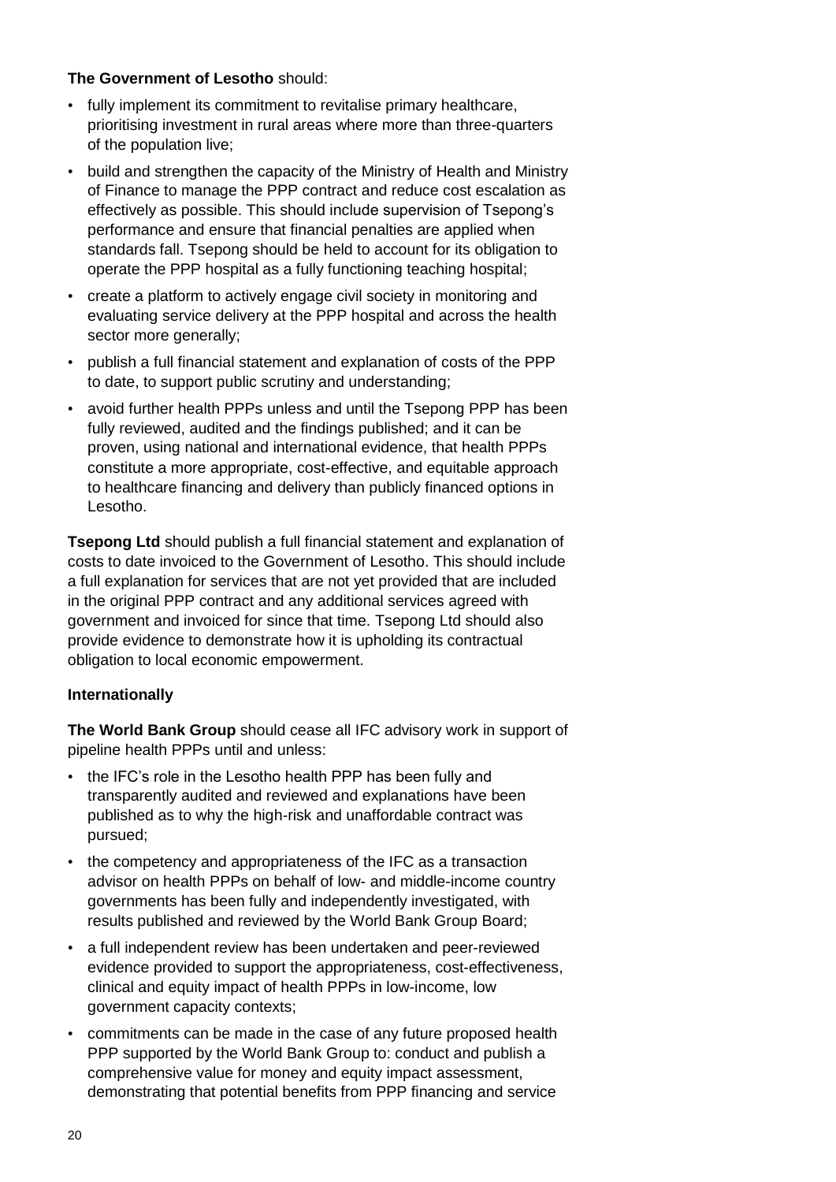**The Government of Lesotho** should:

- fully implement its commitment to revitalise primary healthcare, prioritising investment in rural areas where more than three-quarters of the population live;
- build and strengthen the capacity of the Ministry of Health and Ministry of Finance to manage the PPP contract and reduce cost escalation as effectively as possible. This should include supervision of Tsepong's performance and ensure that financial penalties are applied when standards fall. Tsepong should be held to account for its obligation to operate the PPP hospital as a fully functioning teaching hospital;
- create a platform to actively engage civil society in monitoring and evaluating service delivery at the PPP hospital and across the health sector more generally;
- publish a full financial statement and explanation of costs of the PPP to date, to support public scrutiny and understanding;
- avoid further health PPPs unless and until the Tsepong PPP has been fully reviewed, audited and the findings published; and it can be proven, using national and international evidence, that health PPPs constitute a more appropriate, cost-effective, and equitable approach to healthcare financing and delivery than publicly financed options in Lesotho.

**Tsepong Ltd** should publish a full financial statement and explanation of costs to date invoiced to the Government of Lesotho. This should include a full explanation for services that are not yet provided that are included in the original PPP contract and any additional services agreed with government and invoiced for since that time. Tsepong Ltd should also provide evidence to demonstrate how it is upholding its contractual obligation to local economic empowerment.

**Internationally**

**The World Bank Group** should cease all IFC advisory work in support of pipeline health PPPs until and unless:

- the IFC's role in the Lesotho health PPP has been fully and transparently audited and reviewed and explanations have been published as to why the high-risk and unaffordable contract was pursued;
- the competency and appropriateness of the IFC as a transaction advisor on health PPPs on behalf of low- and middle-income country governments has been fully and independently investigated, with results published and reviewed by the World Bank Group Board;
- a full independent review has been undertaken and peer-reviewed evidence provided to support the appropriateness, cost-effectiveness, clinical and equity impact of health PPPs in low-income, low government capacity contexts;
- commitments can be made in the case of any future proposed health PPP supported by the World Bank Group to: conduct and publish a comprehensive value for money and equity impact assessment, demonstrating that potential benefits from PPP financing and service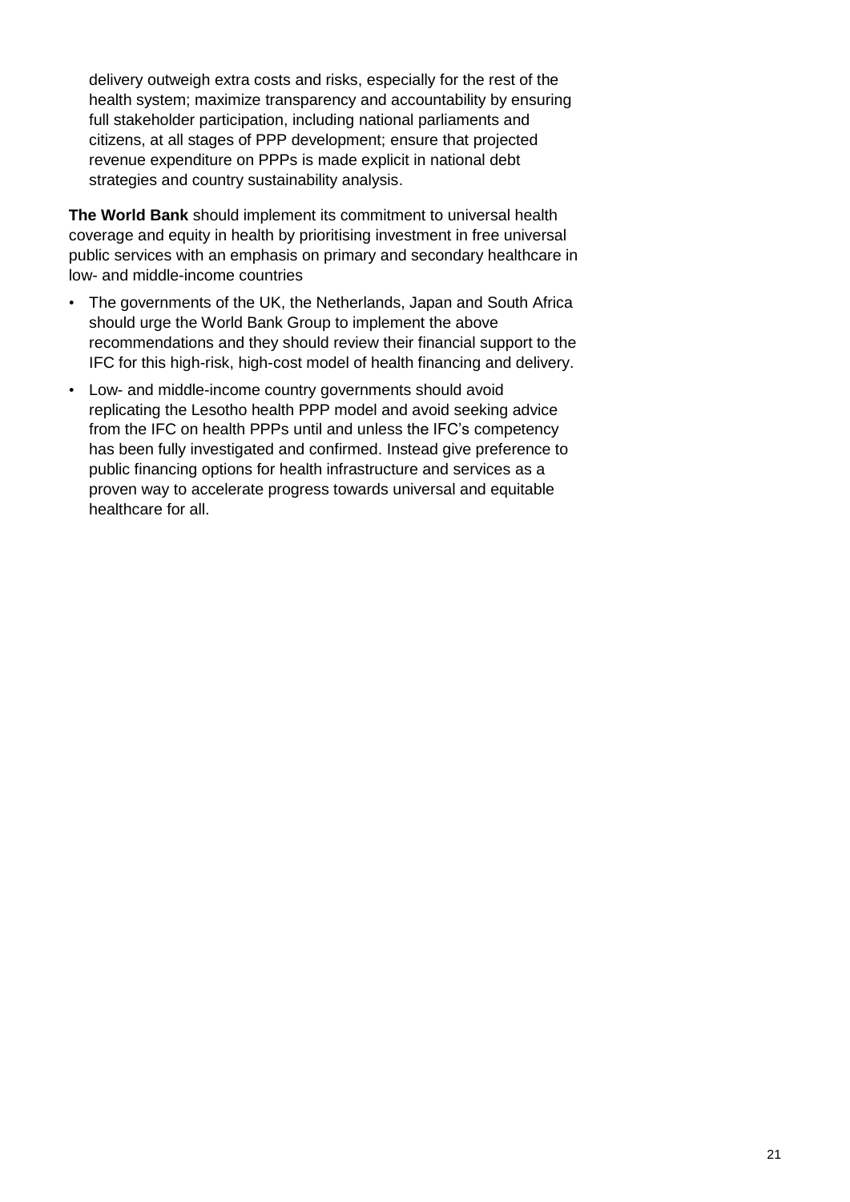delivery outweigh extra costs and risks, especially for the rest of the health system; maximize transparency and accountability by ensuring full stakeholder participation, including national parliaments and citizens, at all stages of PPP development; ensure that projected revenue expenditure on PPPs is made explicit in national debt strategies and country sustainability analysis.

**The World Bank** should implement its commitment to universal health coverage and equity in health by prioritising investment in free universal public services with an emphasis on primary and secondary healthcare in low- and middle-income countries

- The governments of the UK, the Netherlands, Japan and South Africa should urge the World Bank Group to implement the above recommendations and they should review their financial support to the IFC for this high-risk, high-cost model of health financing and delivery.
- Low- and middle-income country governments should avoid replicating the Lesotho health PPP model and avoid seeking advice from the IFC on health PPPs until and unless the IFC's competency has been fully investigated and confirmed. Instead give preference to public financing options for health infrastructure and services as a proven way to accelerate progress towards universal and equitable healthcare for all.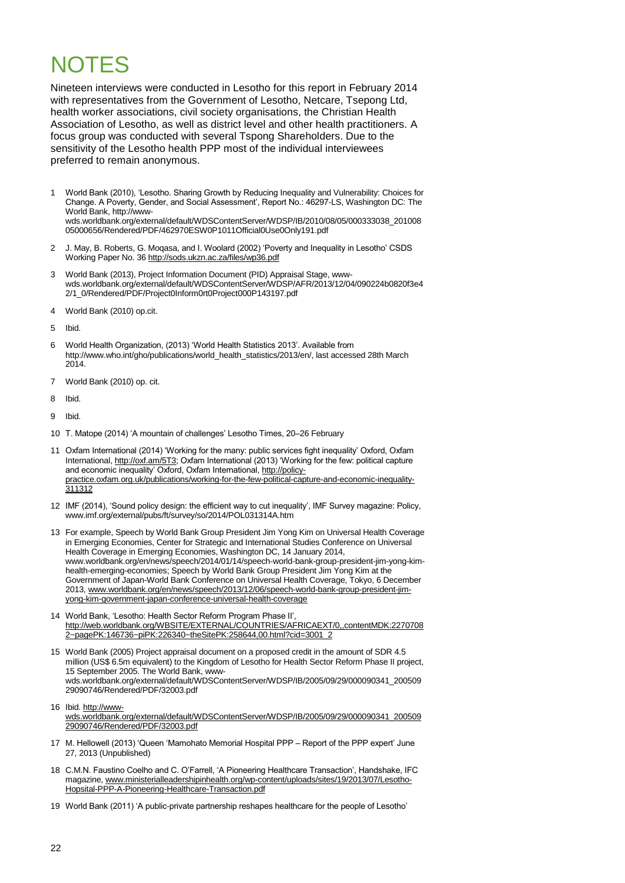# NOTES

Nineteen interviews were conducted in Lesotho for this report in February 2014 with representatives from the Government of Lesotho, Netcare, Tsepong Ltd, health worker associations, civil society organisations, the Christian Health Association of Lesotho, as well as district level and other health practitioners. A focus group was conducted with several Tspong Shareholders. Due to the sensitivity of the Lesotho health PPP most of the individual interviewees preferred to remain anonymous.

1 World Bank (2010), 'Lesotho. Sharing Growth by Reducing Inequality and Vulnerability: Choices for Change. A Poverty, Gender, and Social Assessment', Report No.: 46297-LS, Washington DC: The World Bank, http://www-wds.worldbank.org/external/default/WDSContentServer/WDSP/IB/2010/08/05/000333038_20100805000656/Rendered/PDF/462970ESW0P1011Official0Use0Only191.pdf

2 J. May, B. Roberts, G. Moqasa, and I. Woolard (2002) 'Poverty and Inequality in Lesotho' CSDS Working Paper No. 36 http://sods.ukzn.ac.za/files/wp36.pdf

3 World Bank (2013), Project Information Document (PID) Appraisal Stage, www-wds.worldbank.org/external/default/WDSContentServer/WDSP/AFR/2013/12/04/090224b0820f3e42/1_0/Rendered/PDF/Project0Inform0rt0Project000P143197.pdf

4 World Bank (2010) op.cit.

5 Ibid.

6 World Health Organization, (2013) 'World Health Statistics 2013'. Available from http://www.who.int/gho/publications/world_health_statistics/2013/en/, last accessed 28th March 2014.

7 World Bank (2010) op. cit.

8 Ibid.

9 Ibid.

10 T. Matope (2014) 'A mountain of challenges' Lesotho Times, 20–26 February

11 Oxfam International (2014) 'Working for the many: public services fight inequality' Oxford, Oxfam International, http://oxf.am/5T3; Oxfam International (2013) 'Working for the few: political capture and economic inequality' Oxford, Oxfam International, http://policy-practice.oxfam.org.uk/publications/working-for-the-few-political-capture-and-economic-inequality-311312

12 IMF (2014), 'Sound policy design: the efficient way to cut inequality', IMF Survey magazine: Policy, www.imf.org/external/pubs/ft/survey/so/2014/POL031314A.htm

13 For example, Speech by World Bank Group President Jim Yong Kim on Universal Health Coverage in Emerging Economies, Center for Strategic and International Studies Conference on Universal Health Coverage in Emerging Economies, Washington DC, 14 January 2014, www.worldbank.org/en/news/speech/2014/01/14/speech-world-bank-group-president-jim-yong-kim-health-emerging-economies; Speech by World Bank Group President Jim Yong Kim at the Government of Japan-World Bank Conference on Universal Health Coverage, Tokyo, 6 December 2013, www.worldbank.org/en/news/speech/2013/12/06/speech-world-bank-group-president-jim-yong-kim-government-japan-conference-universal-health-coverage

14 World Bank, 'Lesotho: Health Sector Reform Program Phase II', http://web.worldbank.org/WBSITE/EXTERNAL/COUNTRIES/AFRICAEXT/0,,contentMDK:22707082~pagePK:146736~piPK:226340~theSitePK:258644,00.html?cid=3001_2

15 World Bank (2005) Project appraisal document on a proposed credit in the amount of SDR 4.5 million (US$ 6.5m equivalent) to the Kingdom of Lesotho for Health Sector Reform Phase II project, 15 September 2005. The World Bank, www-wds.worldbank.org/external/default/WDSContentServer/WDSP/IB/2005/09/29/000090341_20050929090746/Rendered/PDF/32003.pdf

16 Ibid. http://www-wds.worldbank.org/external/default/WDSContentServer/WDSP/IB/2005/09/29/000090341_20050929090746/Rendered/PDF/32003.pdf

17 M. Hellowell (2013) 'Queen 'Mamohato Memorial Hospital PPP – Report of the PPP expert' June 27, 2013 (Unpublished)

18 C.M.N. Faustino Coelho and C. O'Farrell, 'A Pioneering Healthcare Transaction', Handshake, IFC magazine, www.ministerialleadershipinhealth.org/wp-content/uploads/sites/19/2013/07/Lesotho-Hopsital-PPP-A-Pioneering-Healthcare-Transaction.pdf

19 World Bank (2011) 'A public-private partnership reshapes healthcare for the people of Lesotho'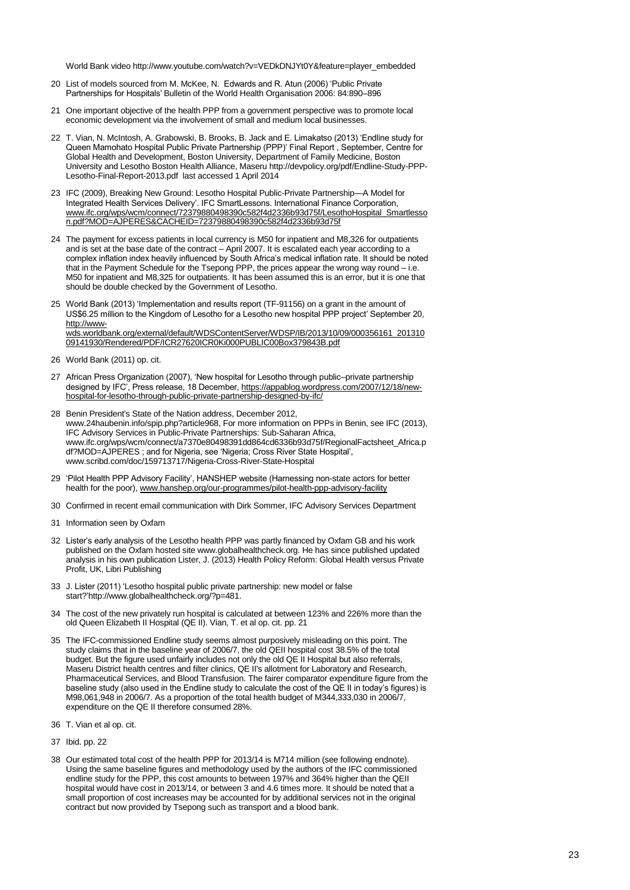World Bank video http://www.youtube.com/watch?v=VEDkDNJYt0Y&feature=player_embedded

20 List of models sourced from M. McKee, N. Edwards and R. Atun (2006) 'Public Private Partnerships for Hospitals' Bulletin of the World Health Organisation 2006: 84:890–896

21 One important objective of the health PPP from a government perspective was to promote local economic development via the involvement of small and medium local businesses.

22 T. Vian, N. McIntosh, A. Grabowski, B. Brooks, B. Jack and E. Limakatso (2013) 'Endline study for Queen Mamohato Hospital Public Private Partnership (PPP)' Final Report , September, Centre for Global Health and Development, Boston University, Department of Family Medicine, Boston University and Lesotho Boston Health Alliance, Maseru http://devpolicy.org/pdf/Endline-Study-PPP-Lesotho-Final-Report-2013.pdf last accessed 1 April 2014

23 IFC (2009), Breaking New Ground: Lesotho Hospital Public-Private Partnership—A Model for Integrated Health Services Delivery'. IFC SmartLessons. International Finance Corporation, www.ifc.org/wps/wcm/connect/72379880498390c582f4d2336b93d75f/LesothoHospital_Smartlesson.pdf?MOD=AJPERES&CACHEID=72379880498390c582f4d2336b93d75f

24 The payment for excess patients in local currency is M50 for inpatient and M8,326 for outpatients and is set at the base date of the contract – April 2007. It is escalated each year according to a complex inflation index heavily influenced by South Africa's medical inflation rate. It should be noted that in the Payment Schedule for the Tsepong PPP, the prices appear the wrong way round – i.e. M50 for inpatient and M8,325 for outpatients. It has been assumed this is an error, but it is one that should be double checked by the Government of Lesotho.

25 World Bank (2013) 'Implementation and results report (TF-91156) on a grant in the amount of US$6.25 million to the Kingdom of Lesotho for a Lesotho new hospital PPP project' September 20, http://www-wds.worldbank.org/external/default/WDSContentServer/WDSP/IB/2013/10/09/000356161_20131009141930/Rendered/PDF/ICR27620ICR0Ki000PUBLIC00Box379843B.pdf

26 World Bank (2011) op. cit.

27 African Press Organization (2007), 'New hospital for Lesotho through public–private partnership designed by IFC', Press release, 18 December, https://appablog.wordpress.com/2007/12/18/new-hospital-for-lesotho-through-public-private-partnership-designed-by-ifc/

28 Benin President's State of the Nation address, December 2012, www.24haubenin.info/spip.php?article968, For more information on PPPs in Benin, see IFC (2013), IFC Advisory Services in Public-Private Partnerships: Sub-Saharan Africa, www.ifc.org/wps/wcm/connect/a7370e80498391dd864cd6336b93d75f/RegionalFactsheet_Africa.pdf?MOD=AJPERES ; and for Nigeria, see 'Nigeria; Cross River State Hospital', www.scribd.com/doc/159713717/Nigeria-Cross-River-State-Hospital

29 'Pilot Health PPP Advisory Facility', HANSHEP website (Harnessing non-state actors for better health for the poor), www.hanshep.org/our-programmes/pilot-health-ppp-advisory-facility

30 Confirmed in recent email communication with Dirk Sommer, IFC Advisory Services Department

31 Information seen by Oxfam

32 Lister's early analysis of the Lesotho health PPP was partly financed by Oxfam GB and his work published on the Oxfam hosted site www.globalhealthcheck.org. He has since published updated analysis in his own publication Lister, J. (2013) Health Policy Reform: Global Health versus Private Profit, UK, Libri Publishing

33 J. Lister (2011) 'Lesotho hospital public private partnership: new model or false start?'http://www.globalhealthcheck.org/?p=481.

34 The cost of the new privately run hospital is calculated at between 123% and 226% more than the old Queen Elizabeth II Hospital (QE II). Vian, T. et al op. cit. pp. 21

35 The IFC-commissioned Endline study seems almost purposively misleading on this point. The study claims that in the baseline year of 2006/7, the old QEII hospital cost 38.5% of the total budget. But the figure used unfairly includes not only the old QE II Hospital but also referrals, Maseru District health centres and filter clinics, QE II's allotment for Laboratory and Research, Pharmaceutical Services, and Blood Transfusion. The fairer comparator expenditure figure from the baseline study (also used in the Endline study to calculate the cost of the QE II in today's figures) is M98,061,948 in 2006/7. As a proportion of the total health budget of M344,333,030 in 2006/7, expenditure on the QE II therefore consumed 28%.

36 T. Vian et al op. cit.

37 Ibid. pp. 22

38 Our estimated total cost of the health PPP for 2013/14 is M714 million (see following endnote). Using the same baseline figures and methodology used by the authors of the IFC commissioned endline study for the PPP, this cost amounts to between 197% and 364% higher than the QEII hospital would have cost in 2013/14, or between 3 and 4.6 times more. It should be noted that a small proportion of cost increases may be accounted for by additional services not in the original contract but now provided by Tsepong such as transport and a blood bank.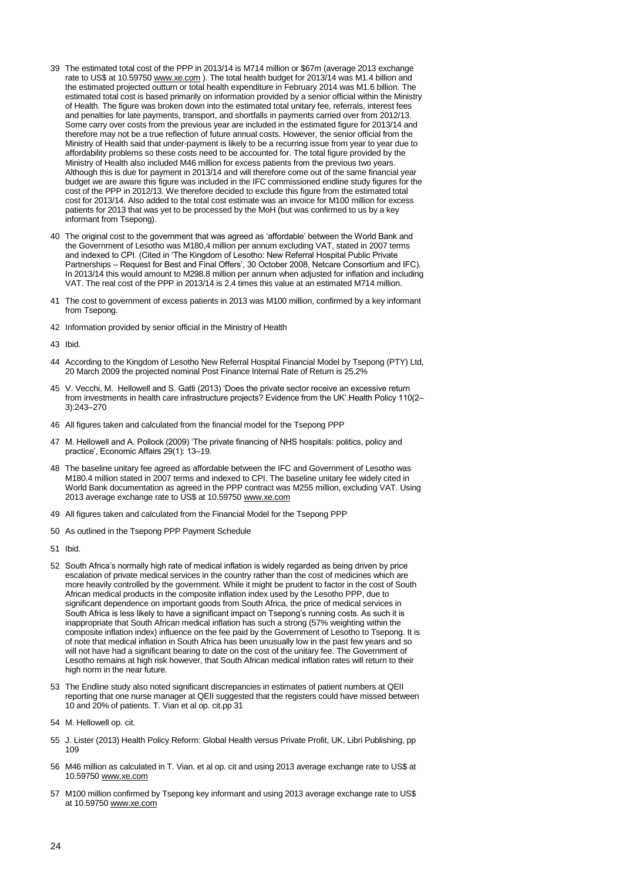39 The estimated total cost of the PPP in 2013/14 is M714 million or $67m (average 2013 exchange rate to US$ at 10.59750 www.xe.com ). The total health budget for 2013/14 was M1.4 billion and the estimated projected outturn or total health expenditure in February 2014 was M1.6 billion. The estimated total cost is based primarily on information provided by a senior official within the Ministry of Health. The figure was broken down into the estimated total unitary fee, referrals, interest fees and penalties for late payments, transport, and shortfalls in payments carried over from 2012/13. Some carry over costs from the previous year are included in the estimated figure for 2013/14 and therefore may not be a true reflection of future annual costs. However, the senior official from the Ministry of Health said that under-payment is likely to be a recurring issue from year to year due to affordability problems so these costs need to be accounted for. The total figure provided by the Ministry of Health also included M46 million for excess patients from the previous two years. Although this is due for payment in 2013/14 and will therefore come out of the same financial year budget we are aware this figure was included in the IFC commissioned endline study figures for the cost of the PPP in 2012/13. We therefore decided to exclude this figure from the estimated total cost for 2013/14. Also added to the total cost estimate was an invoice for M100 million for excess patients for 2013 that was yet to be processed by the MoH (but was confirmed to us by a key informant from Tsepong).

40 The original cost to the government that was agreed as 'affordable' between the World Bank and the Government of Lesotho was M180,4 million per annum excluding VAT, stated in 2007 terms and indexed to CPI. (Cited in 'The Kingdom of Lesotho: New Referral Hospital Public Private Partnerships – Request for Best and Final Offers', 30 October 2008, Netcare Consortium and IFC). In 2013/14 this would amount to M298.8 million per annum when adjusted for inflation and including VAT. The real cost of the PPP in 2013/14 is 2.4 times this value at an estimated M714 million.

41 The cost to government of excess patients in 2013 was M100 million, confirmed by a key informant from Tsepong.

42 Information provided by senior official in the Ministry of Health

43 Ibid.

44 According to the Kingdom of Lesotho New Referral Hospital Financial Model by Tsepong (PTY) Ltd, 20 March 2009 the projected nominal Post Finance Internal Rate of Return is 25.2%

45 V. Vecchi, M. Hellowell and S. Gatti (2013) 'Does the private sector receive an excessive return from investments in health care infrastructure projects? Evidence from the UK'.Health Policy 110(2–3):243–270

46 All figures taken and calculated from the financial model for the Tsepong PPP

47 M. Hellowell and A. Pollock (2009) 'The private financing of NHS hospitals: politics, policy and practice', Economic Affairs 29(1): 13–19.

48 The baseline unitary fee agreed as affordable between the IFC and Government of Lesotho was M180.4 million stated in 2007 terms and indexed to CPI. The baseline unitary fee widely cited in World Bank documentation as agreed in the PPP contract was M255 million, excluding VAT. Using 2013 average exchange rate to US$ at 10.59750 www.xe.com

49 All figures taken and calculated from the Financial Model for the Tsepong PPP

50 As outlined in the Tsepong PPP Payment Schedule

51 Ibid.

52 South Africa's normally high rate of medical inflation is widely regarded as being driven by price escalation of private medical services in the country rather than the cost of medicines which are more heavily controlled by the government. While it might be prudent to factor in the cost of South African medical products in the composite inflation index used by the Lesotho PPP, due to significant dependence on important goods from South Africa, the price of medical services in South Africa is less likely to have a significant impact on Tsepong's running costs. As such it is inappropriate that South African medical inflation has such a strong (57% weighting within the composite inflation index) influence on the fee paid by the Government of Lesotho to Tsepong. It is of note that medical inflation in South Africa has been unusually low in the past few years and so will not have had a significant bearing to date on the cost of the unitary fee. The Government of Lesotho remains at high risk however, that South African medical inflation rates will return to their high norm in the near future.

53 The Endline study also noted significant discrepancies in estimates of patient numbers at QEII reporting that one nurse manager at QEII suggested that the registers could have missed between 10 and 20% of patients. T. Vian et al op. cit.pp 31

54 M. Hellowell op. cit.

55 J. Lister (2013) Health Policy Reform: Global Health versus Private Profit, UK, Libri Publishing, pp 109

56 M46 million as calculated in T. Vian. et al op. cit and using 2013 average exchange rate to US$ at 10.59750 www.xe.com

57 M100 million confirmed by Tsepong key informant and using 2013 average exchange rate to US$ at 10.59750 www.xe.com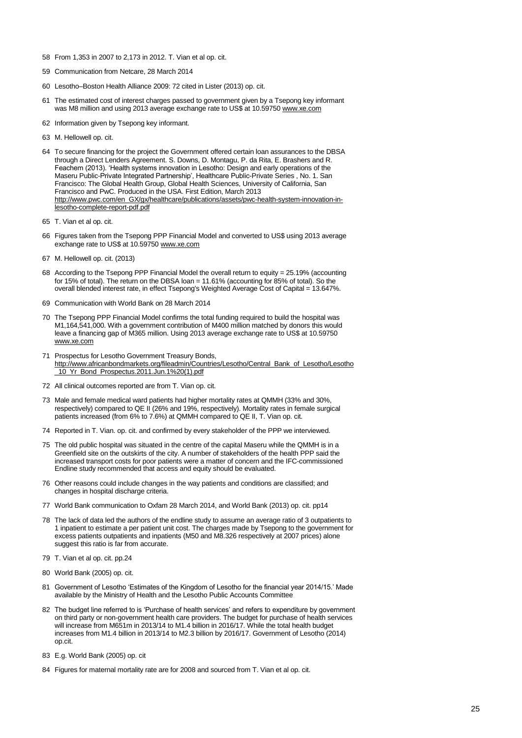58 From 1,353 in 2007 to 2,173 in 2012. T. Vian et al op. cit.

59 Communication from Netcare, 28 March 2014

60 Lesotho–Boston Health Alliance 2009: 72 cited in Lister (2013) op. cit.

61 The estimated cost of interest charges passed to government given by a Tsepong key informant was M8 million and using 2013 average exchange rate to US$ at 10.59750 www.xe.com

62 Information given by Tsepong key informant.

63 M. Hellowell op. cit.

64 To secure financing for the project the Government offered certain loan assurances to the DBSA through a Direct Lenders Agreement. S. Downs, D. Montagu, P. da Rita, E. Brashers and R. Feachem (2013). 'Health systems innovation in Lesotho: Design and early operations of the Maseru Public-Private Integrated Partnership', Healthcare Public-Private Series , No. 1. San Francisco: The Global Health Group, Global Health Sciences, University of California, San Francisco and PwC. Produced in the USA. First Edition, March 2013 http://www.pwc.com/en_GX/gx/healthcare/publications/assets/pwc-health-system-innovation-in-lesotho-complete-report-pdf.pdf

65 T. Vian et al op. cit.

66 Figures taken from the Tsepong PPP Financial Model and converted to US$ using 2013 average exchange rate to US$ at 10.59750 www.xe.com

67 M. Hellowell op. cit. (2013)

68 According to the Tsepong PPP Financial Model the overall return to equity = 25.19% (accounting for 15% of total). The return on the DBSA loan = 11.61% (accounting for 85% of total). So the overall blended interest rate, in effect Tsepong's Weighted Average Cost of Capital = 13.647%.

69 Communication with World Bank on 28 March 2014

70 The Tsepong PPP Financial Model confirms the total funding required to build the hospital was M1,164,541,000. With a government contribution of M400 million matched by donors this would leave a financing gap of M365 million. Using 2013 average exchange rate to US$ at 10.59750 www.xe.com

71 Prospectus for Lesotho Government Treasury Bonds, http://www.africanbondmarkets.org/fileadmin/Countries/Lesotho/Central_Bank_of_Lesotho/Lesotho_10_Yr_Bond_Prospectus.2011.Jun.1%20(1).pdf

72 All clinical outcomes reported are from T. Vian op. cit.

73 Male and female medical ward patients had higher mortality rates at QMMH (33% and 30%, respectively) compared to QE II (26% and 19%, respectively). Mortality rates in female surgical patients increased (from 6% to 7.6%) at QMMH compared to QE II, T. Vian op. cit.

74 Reported in T. Vian. op. cit. and confirmed by every stakeholder of the PPP we interviewed.

75 The old public hospital was situated in the centre of the capital Maseru while the QMMH is in a Greenfield site on the outskirts of the city. A number of stakeholders of the health PPP said the increased transport costs for poor patients were a matter of concern and the IFC-commissioned Endline study recommended that access and equity should be evaluated.

76 Other reasons could include changes in the way patients and conditions are classified; and changes in hospital discharge criteria.

77 World Bank communication to Oxfam 28 March 2014, and World Bank (2013) op. cit. pp14

78 The lack of data led the authors of the endline study to assume an average ratio of 3 outpatients to 1 inpatient to estimate a per patient unit cost. The charges made by Tsepong to the government for excess patients outpatients and inpatients (M50 and M8.326 respectively at 2007 prices) alone suggest this ratio is far from accurate.

79 T. Vian et al op. cit. pp.24

80 World Bank (2005) op. cit.

81 Government of Lesotho 'Estimates of the Kingdom of Lesotho for the financial year 2014/15.' Made available by the Ministry of Health and the Lesotho Public Accounts Committee

82 The budget line referred to is 'Purchase of health services' and refers to expenditure by government on third party or non-government health care providers. The budget for purchase of health services will increase from M651m in 2013/14 to M1.4 billion in 2016/17. While the total health budget increases from M1.4 billion in 2013/14 to M2.3 billion by 2016/17. Government of Lesotho (2014) op.cit.

83 E.g. World Bank (2005) op. cit

84 Figures for maternal mortality rate are for 2008 and sourced from T. Vian et al op. cit.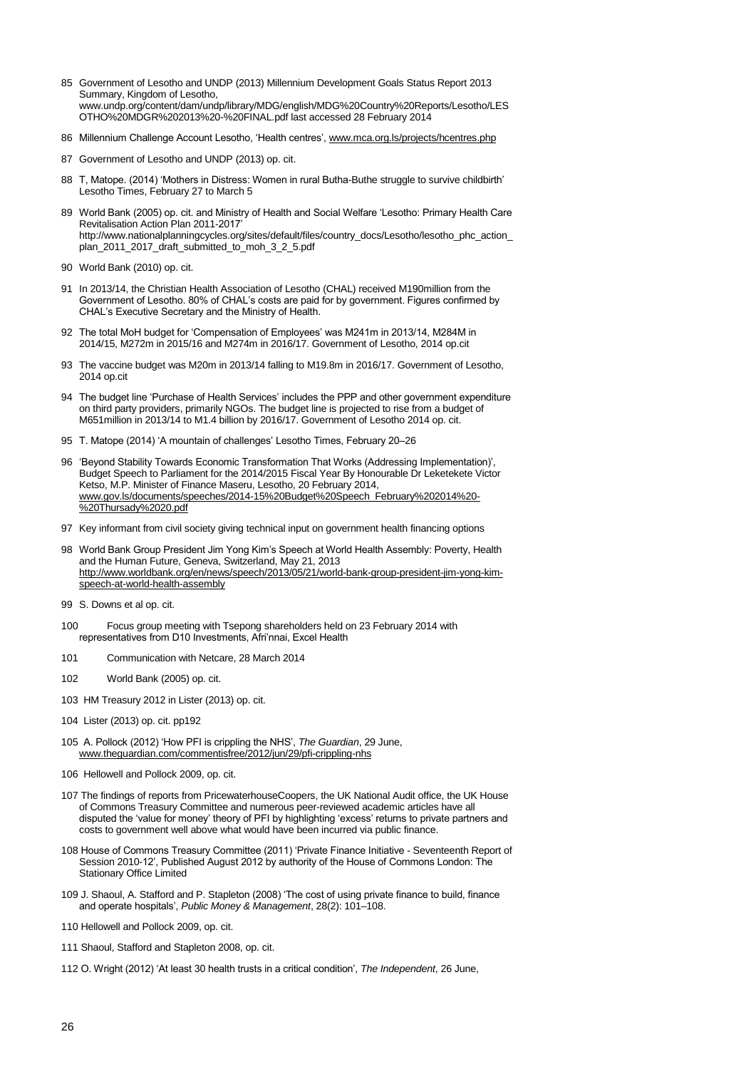85 Government of Lesotho and UNDP (2013) Millennium Development Goals Status Report 2013 Summary, Kingdom of Lesotho, www.undp.org/content/dam/undp/library/MDG/english/MDG%20Country%20Reports/Lesotho/LESOTHO%20MDGR%202013%20-%20FINAL.pdf last accessed 28 February 2014

86 Millennium Challenge Account Lesotho, 'Health centres', www.mca.org.ls/projects/hcentres.php

87 Government of Lesotho and UNDP (2013) op. cit.

88 T, Matope. (2014) 'Mothers in Distress: Women in rural Butha-Buthe struggle to survive childbirth' Lesotho Times, February 27 to March 5

89 World Bank (2005) op. cit. and Ministry of Health and Social Welfare 'Lesotho: Primary Health Care Revitalisation Action Plan 2011-2017' http://www.nationalplanningcycles.org/sites/default/files/country_docs/Lesotho/lesotho_phc_action_plan_2011_2017_draft_submitted_to_moh_3_2_5.pdf

90 World Bank (2010) op. cit.

91 In 2013/14, the Christian Health Association of Lesotho (CHAL) received M190million from the Government of Lesotho. 80% of CHAL's costs are paid for by government. Figures confirmed by CHAL's Executive Secretary and the Ministry of Health.

92 The total MoH budget for 'Compensation of Employees' was M241m in 2013/14, M284M in 2014/15, M272m in 2015/16 and M274m in 2016/17. Government of Lesotho, 2014 op.cit

93 The vaccine budget was M20m in 2013/14 falling to M19.8m in 2016/17. Government of Lesotho, 2014 op.cit

94 The budget line 'Purchase of Health Services' includes the PPP and other government expenditure on third party providers, primarily NGOs. The budget line is projected to rise from a budget of M651million in 2013/14 to M1.4 billion by 2016/17. Government of Lesotho 2014 op. cit.

95 T. Matope (2014) 'A mountain of challenges' Lesotho Times, February 20–26

96 'Beyond Stability Towards Economic Transformation That Works (Addressing Implementation)', Budget Speech to Parliament for the 2014/2015 Fiscal Year By Honourable Dr Leketekete Victor Ketso, M.P. Minister of Finance Maseru, Lesotho, 20 February 2014, www.gov.ls/documents/speeches/2014-15%20Budget%20Speech_February%202014%20-%20Thursady%2020.pdf

97 Key informant from civil society giving technical input on government health financing options

98 World Bank Group President Jim Yong Kim's Speech at World Health Assembly: Poverty, Health and the Human Future, Geneva, Switzerland, May 21, 2013 http://www.worldbank.org/en/news/speech/2013/05/21/world-bank-group-president-jim-yong-kim-speech-at-world-health-assembly

99 S. Downs et al op. cit.

100 Focus group meeting with Tsepong shareholders held on 23 February 2014 with representatives from D10 Investments, Afri'nnai, Excel Health

101 Communication with Netcare, 28 March 2014

102 World Bank (2005) op. cit.

103 HM Treasury 2012 in Lister (2013) op. cit.

104 Lister (2013) op. cit. pp192

105 A. Pollock (2012) 'How PFI is crippling the NHS', *The Guardian*, 29 June, www.theguardian.com/commentisfree/2012/jun/29/pfi-crippling-nhs

106 Hellowell and Pollock 2009, op. cit.

107 The findings of reports from PricewaterhouseCoopers, the UK National Audit office, the UK House of Commons Treasury Committee and numerous peer-reviewed academic articles have all disputed the 'value for money' theory of PFI by highlighting 'excess' returns to private partners and costs to government well above what would have been incurred via public finance.

108 House of Commons Treasury Committee (2011) 'Private Finance Initiative - Seventeenth Report of Session 2010-12', Published August 2012 by authority of the House of Commons London: The Stationary Office Limited

109 J. Shaoul, A. Stafford and P. Stapleton (2008) 'The cost of using private finance to build, finance and operate hospitals', *Public Money & Management*, 28(2): 101–108.

110 Hellowell and Pollock 2009, op. cit.

111 Shaoul, Stafford and Stapleton 2008, op. cit.

112 O. Wright (2012) 'At least 30 health trusts in a critical condition', *The Independent*, 26 June,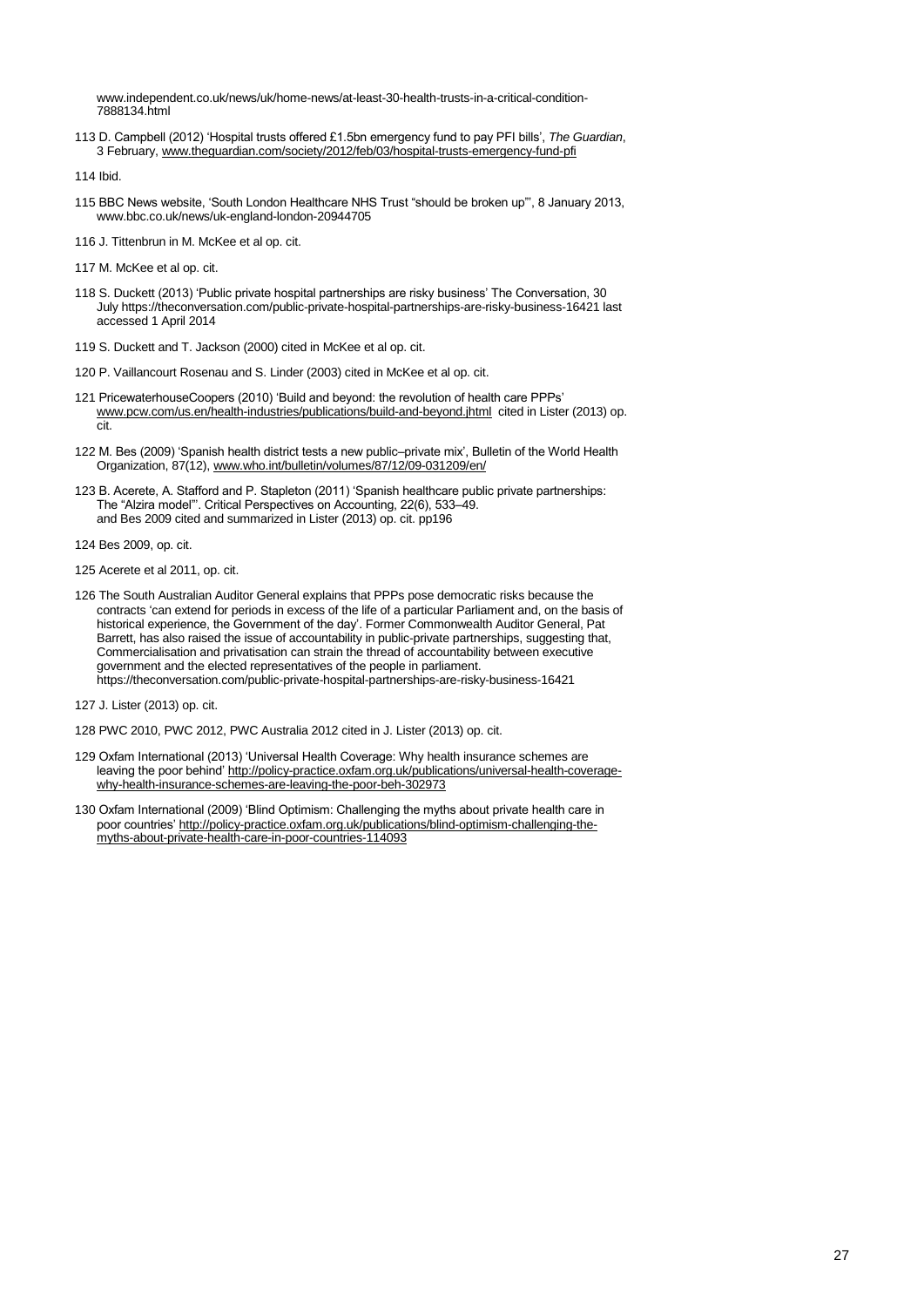www.independent.co.uk/news/uk/home-news/at-least-30-health-trusts-in-a-critical-condition-7888134.html

113 D. Campbell (2012) 'Hospital trusts offered £1.5bn emergency fund to pay PFI bills', *The Guardian*, 3 February, www.theguardian.com/society/2012/feb/03/hospital-trusts-emergency-fund-pfi

114 Ibid.

115 BBC News website, 'South London Healthcare NHS Trust "should be broken up"', 8 January 2013, www.bbc.co.uk/news/uk-england-london-20944705

116 J. Tittenbrun in M. McKee et al op. cit.

117 M. McKee et al op. cit.

118 S. Duckett (2013) 'Public private hospital partnerships are risky business' The Conversation, 30 July https://theconversation.com/public-private-hospital-partnerships-are-risky-business-16421 last accessed 1 April 2014

119 S. Duckett and T. Jackson (2000) cited in McKee et al op. cit.

120 P. Vaillancourt Rosenau and S. Linder (2003) cited in McKee et al op. cit.

121 PricewaterhouseCoopers (2010) 'Build and beyond: the revolution of health care PPPs' www.pcw.com/us.en/health-industries/publications/build-and-beyond.jhtml cited in Lister (2013) op. cit.

122 M. Bes (2009) 'Spanish health district tests a new public–private mix', Bulletin of the World Health Organization, 87(12), www.who.int/bulletin/volumes/87/12/09-031209/en/

123 B. Acerete, A. Stafford and P. Stapleton (2011) 'Spanish healthcare public private partnerships: The "Alzira model"'. Critical Perspectives on Accounting, 22(6), 533–49.
and Bes 2009 cited and summarized in Lister (2013) op. cit. pp196

124 Bes 2009, op. cit.

125 Acerete et al 2011, op. cit.

126 The South Australian Auditor General explains that PPPs pose democratic risks because the contracts 'can extend for periods in excess of the life of a particular Parliament and, on the basis of historical experience, the Government of the day'. Former Commonwealth Auditor General, Pat Barrett, has also raised the issue of accountability in public-private partnerships, suggesting that, Commercialisation and privatisation can strain the thread of accountability between executive government and the elected representatives of the people in parliament.
https://theconversation.com/public-private-hospital-partnerships-are-risky-business-16421

127 J. Lister (2013) op. cit.

128 PWC 2010, PWC 2012, PWC Australia 2012 cited in J. Lister (2013) op. cit.

129 Oxfam International (2013) 'Universal Health Coverage: Why health insurance schemes are leaving the poor behind' http://policy-practice.oxfam.org.uk/publications/universal-health-coverage-why-health-insurance-schemes-are-leaving-the-poor-beh-302973

130 Oxfam International (2009) 'Blind Optimism: Challenging the myths about private health care in poor countries' http://policy-practice.oxfam.org.uk/publications/blind-optimism-challenging-the-myths-about-private-health-care-in-poor-countries-114093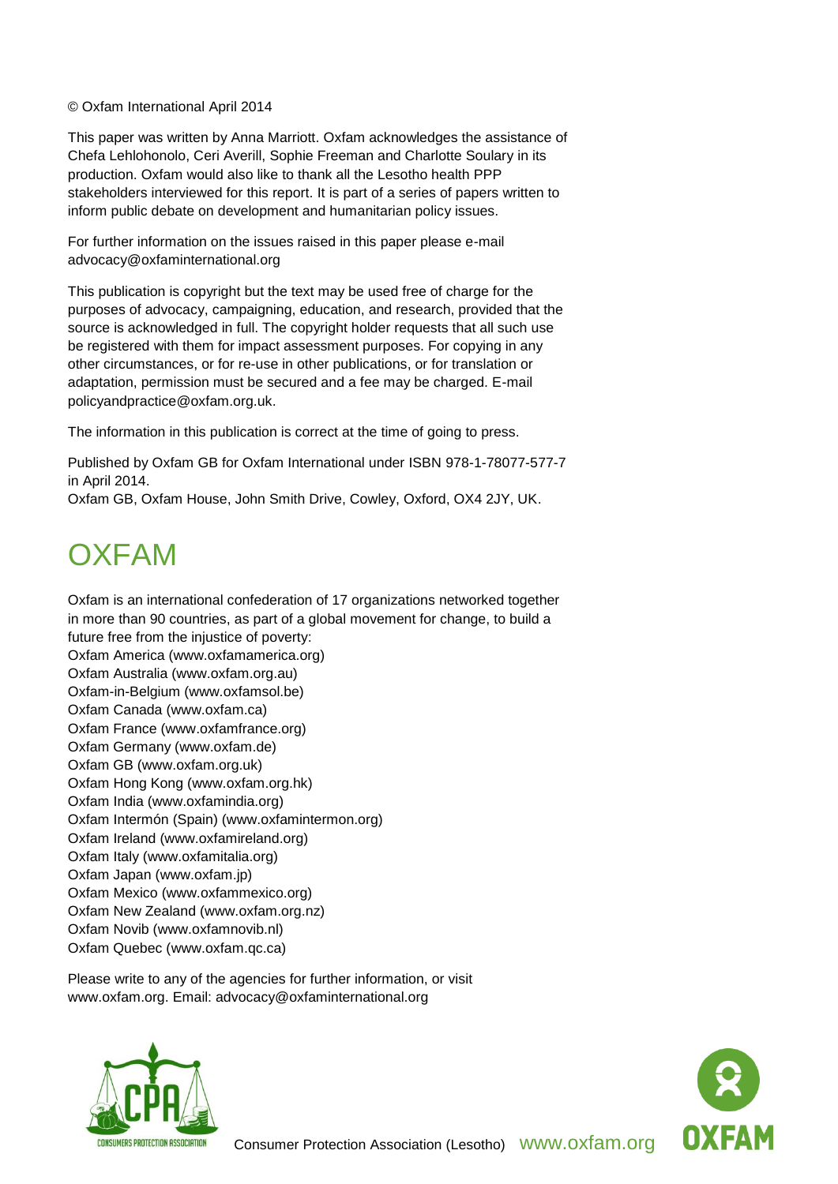© Oxfam International April 2014

This paper was written by Anna Marriott. Oxfam acknowledges the assistance of Chefa Lehlohonolo, Ceri Averill, Sophie Freeman and Charlotte Soulary in its production. Oxfam would also like to thank all the Lesotho health PPP stakeholders interviewed for this report. It is part of a series of papers written to inform public debate on development and humanitarian policy issues.

For further information on the issues raised in this paper please e-mail advocacy@oxfaminternational.org

This publication is copyright but the text may be used free of charge for the purposes of advocacy, campaigning, education, and research, provided that the source is acknowledged in full. The copyright holder requests that all such use be registered with them for impact assessment purposes. For copying in any other circumstances, or for re-use in other publications, or for translation or adaptation, permission must be secured and a fee may be charged. E-mail policyandpractice@oxfam.org.uk.

The information in this publication is correct at the time of going to press.

Published by Oxfam GB for Oxfam International under ISBN 978-1-78077-577-7 in April 2014.
Oxfam GB, Oxfam House, John Smith Drive, Cowley, Oxford, OX4 2JY, UK.

# OXFAM

Oxfam is an international confederation of 17 organizations networked together in more than 90 countries, as part of a global movement for change, to build a future free from the injustice of poverty:
Oxfam America (www.oxfamamerica.org)
Oxfam Australia (www.oxfam.org.au)
Oxfam-in-Belgium (www.oxfamsol.be)
Oxfam Canada (www.oxfam.ca)
Oxfam France (www.oxfamfrance.org)
Oxfam Germany (www.oxfam.de)
Oxfam GB (www.oxfam.org.uk)
Oxfam Hong Kong (www.oxfam.org.hk)
Oxfam India (www.oxfamindia.org)
Oxfam Intermón (Spain) (www.oxfamintermon.org)
Oxfam Ireland (www.oxfamireland.org)
Oxfam Italy (www.oxfamitalia.org)
Oxfam Japan (www.oxfam.jp)
Oxfam Mexico (www.oxfammexico.org)
Oxfam New Zealand (www.oxfam.org.nz)
Oxfam Novib (www.oxfamnovib.nl)
Oxfam Quebec (www.oxfam.qc.ca)

Please write to any of the agencies for further information, or visit www.oxfam.org. Email: advocacy@oxfaminternational.org

CPA CONSUMERS PROTECTION ASSOCIATION

Consumer Protection Association (Lesotho) www.oxfam.org

OXFAM